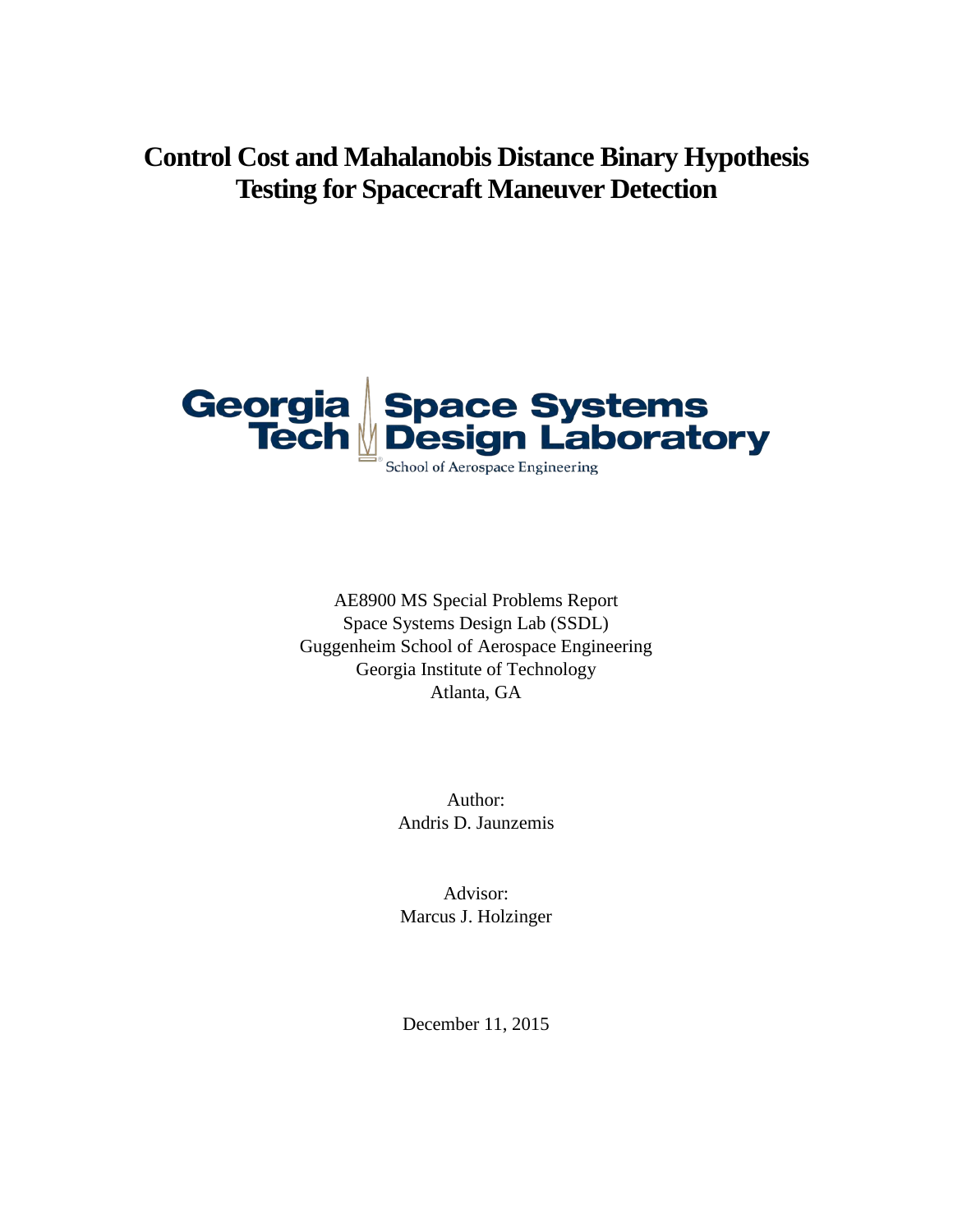# Control Cost and Mahalanobis Distance Binary Hypothesis Testing for Spacecraft Maneuver Detection

Georgia Tech Space Systems Design Laboratory
School of Aerospace Engineering

AE8900 MS Special Problems Report
Space Systems Design Lab (SSDL)
Guggenheim School of Aerospace Engineering
Georgia Institute of Technology
Atlanta, GA

Author:
Andris D. Jaunzemis

Advisor:
Marcus J. Holzinger

December 11, 2015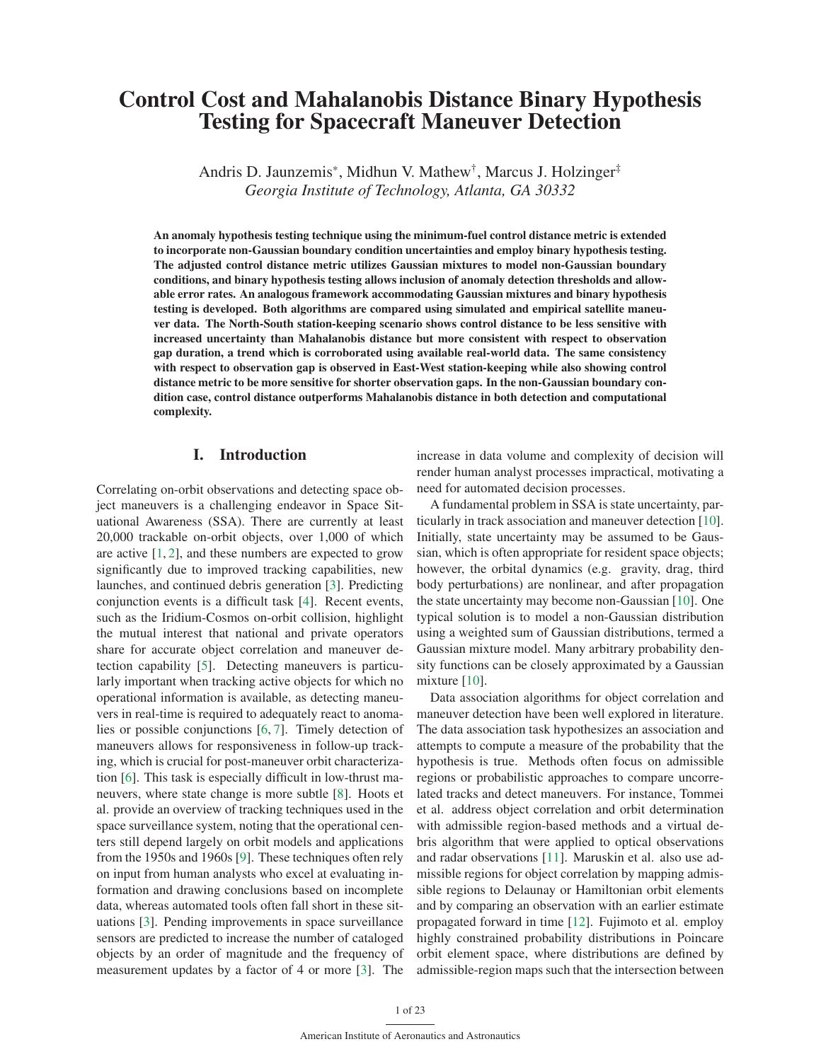# Control Cost and Mahalanobis Distance Binary Hypothesis Testing for Spacecraft Maneuver Detection

Andris D. Jaunzemis*, Midhun V. Mathew†, Marcus J. Holzinger‡

*Georgia Institute of Technology, Atlanta, GA 30332*

**An anomaly hypothesis testing technique using the minimum-fuel control distance metric is extended to incorporate non-Gaussian boundary condition uncertainties and employ binary hypothesis testing. The adjusted control distance metric utilizes Gaussian mixtures to model non-Gaussian boundary conditions, and binary hypothesis testing allows inclusion of anomaly detection thresholds and allowable error rates. An analogous framework accommodating Gaussian mixtures and binary hypothesis testing is developed. Both algorithms are compared using simulated and empirical satellite maneuver data. The North-South station-keeping scenario shows control distance to be less sensitive with increased uncertainty than Mahalanobis distance but more consistent with respect to observation gap duration, a trend which is corroborated using available real-world data. The same consistency with respect to observation gap is observed in East-West station-keeping while also showing control distance metric to be more sensitive for shorter observation gaps. In the non-Gaussian boundary condition case, control distance outperforms Mahalanobis distance in both detection and computational complexity.**

## I. Introduction

Correlating on-orbit observations and detecting space object maneuvers is a challenging endeavor in Space Situational Awareness (SSA). There are currently at least 20,000 trackable on-orbit objects, over 1,000 of which are active [1, 2], and these numbers are expected to grow significantly due to improved tracking capabilities, new launches, and continued debris generation [3]. Predicting conjunction events is a difficult task [4]. Recent events, such as the Iridium-Cosmos on-orbit collision, highlight the mutual interest that national and private operators share for accurate object correlation and maneuver detection capability [5]. Detecting maneuvers is particularly important when tracking active objects for which no operational information is available, as detecting maneuvers in real-time is required to adequately react to anomalies or possible conjunctions [6, 7]. Timely detection of maneuvers allows for responsiveness in follow-up tracking, which is crucial for post-maneuver orbit characterization [6]. This task is especially difficult in low-thrust maneuvers, where state change is more subtle [8]. Hoots et al. provide an overview of tracking techniques used in the space surveillance system, noting that the operational centers still depend largely on orbit models and applications from the 1950s and 1960s [9]. These techniques often rely on input from human analysts who excel at evaluating information and drawing conclusions based on incomplete data, whereas automated tools often fall short in these situations [3]. Pending improvements in space surveillance sensors are predicted to increase the number of cataloged objects by an order of magnitude and the frequency of measurement updates by a factor of 4 or more [3]. The increase in data volume and complexity of decision will render human analyst processes impractical, motivating a need for automated decision processes.

A fundamental problem in SSA is state uncertainty, particularly in track association and maneuver detection [10]. Initially, state uncertainty may be assumed to be Gaussian, which is often appropriate for resident space objects; however, the orbital dynamics (e.g. gravity, drag, third body perturbations) are nonlinear, and after propagation the state uncertainty may become non-Gaussian [10]. One typical solution is to model a non-Gaussian distribution using a weighted sum of Gaussian distributions, termed a Gaussian mixture model. Many arbitrary probability density functions can be closely approximated by a Gaussian mixture [10].

Data association algorithms for object correlation and maneuver detection have been well explored in literature. The data association task hypothesizes an association and attempts to compute a measure of the probability that the hypothesis is true. Methods often focus on admissible regions or probabilistic approaches to compare uncorrelated tracks and detect maneuvers. For instance, Tommei et al. address object correlation and orbit determination with admissible region-based methods and a virtual debris algorithm that were applied to optical observations and radar observations [11]. Maruskin et al. also use admissible regions for object correlation by mapping admissible regions to Delaunay or Hamiltonian orbit elements and by comparing an observation with an earlier estimate propagated forward in time [12]. Fujimoto et al. employ highly constrained probability distributions in Poincare orbit element space, where distributions are defined by admissible-region maps such that the intersection between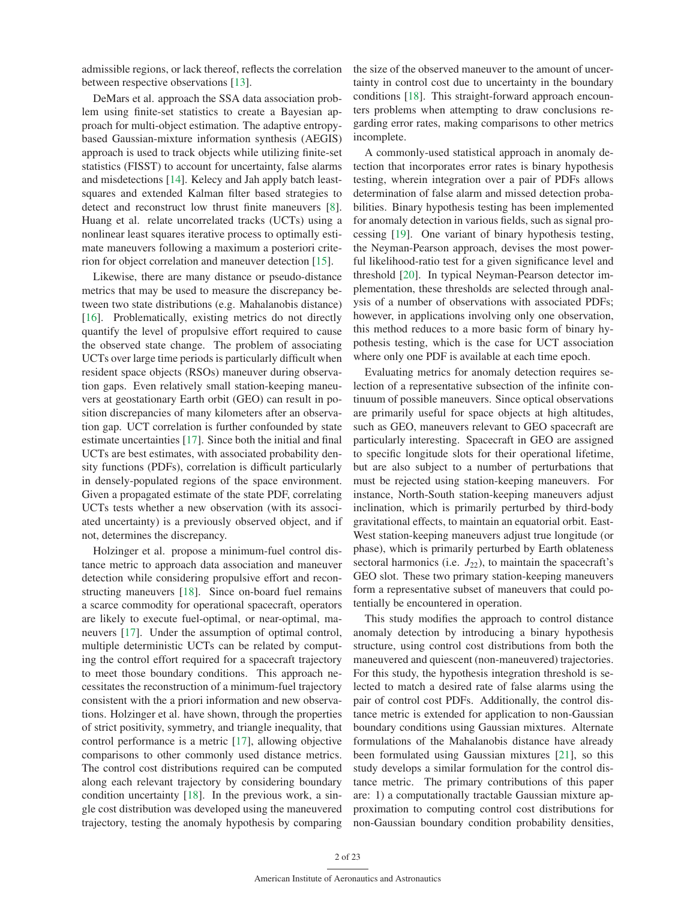admissible regions, or lack thereof, reflects the correlation between respective observations [13].

DeMars et al. approach the SSA data association problem using finite-set statistics to create a Bayesian approach for multi-object estimation. The adaptive entropy-based Gaussian-mixture information synthesis (AEGIS) approach is used to track objects while utilizing finite-set statistics (FISST) to account for uncertainty, false alarms and misdetections [14]. Kelecy and Jah apply batch least-squares and extended Kalman filter based strategies to detect and reconstruct low thrust finite maneuvers [8]. Huang et al. relate uncorrelated tracks (UCTs) using a nonlinear least squares iterative process to optimally estimate maneuvers following a maximum a posteriori criterion for object correlation and maneuver detection [15].

Likewise, there are many distance or pseudo-distance metrics that may be used to measure the discrepancy between two state distributions (e.g. Mahalanobis distance) [16]. Problematically, existing metrics do not directly quantify the level of propulsive effort required to cause the observed state change. The problem of associating UCTs over large time periods is particularly difficult when resident space objects (RSOs) maneuver during observation gaps. Even relatively small station-keeping maneuvers at geostationary Earth orbit (GEO) can result in position discrepancies of many kilometers after an observation gap. UCT correlation is further confounded by state estimate uncertainties [17]. Since both the initial and final UCTs are best estimates, with associated probability density functions (PDFs), correlation is difficult particularly in densely-populated regions of the space environment. Given a propagated estimate of the state PDF, correlating UCTs tests whether a new observation (with its associated uncertainty) is a previously observed object, and if not, determines the discrepancy.

Holzinger et al. propose a minimum-fuel control distance metric to approach data association and maneuver detection while considering propulsive effort and reconstructing maneuvers [18]. Since on-board fuel remains a scarce commodity for operational spacecraft, operators are likely to execute fuel-optimal, or near-optimal, maneuvers [17]. Under the assumption of optimal control, multiple deterministic UCTs can be related by computing the control effort required for a spacecraft trajectory to meet those boundary conditions. This approach necessitates the reconstruction of a minimum-fuel trajectory consistent with the a priori information and new observations. Holzinger et al. have shown, through the properties of strict positivity, symmetry, and triangle inequality, that control performance is a metric [17], allowing objective comparisons to other commonly used distance metrics. The control cost distributions required can be computed along each relevant trajectory by considering boundary condition uncertainty [18]. In the previous work, a single cost distribution was developed using the maneuvered trajectory, testing the anomaly hypothesis by comparing the size of the observed maneuver to the amount of uncertainty in control cost due to uncertainty in the boundary conditions [18]. This straight-forward approach encounters problems when attempting to draw conclusions regarding error rates, making comparisons to other metrics incomplete.

A commonly-used statistical approach in anomaly detection that incorporates error rates is binary hypothesis testing, wherein integration over a pair of PDFs allows determination of false alarm and missed detection probabilities. Binary hypothesis testing has been implemented for anomaly detection in various fields, such as signal processing [19]. One variant of binary hypothesis testing, the Neyman-Pearson approach, devises the most powerful likelihood-ratio test for a given significance level and threshold [20]. In typical Neyman-Pearson detector implementation, these thresholds are selected through analysis of a number of observations with associated PDFs; however, in applications involving only one observation, this method reduces to a more basic form of binary hypothesis testing, which is the case for UCT association where only one PDF is available at each time epoch.

Evaluating metrics for anomaly detection requires selection of a representative subsection of the infinite continuum of possible maneuvers. Since optical observations are primarily useful for space objects at high altitudes, such as GEO, maneuvers relevant to GEO spacecraft are particularly interesting. Spacecraft in GEO are assigned to specific longitude slots for their operational lifetime, but are also subject to a number of perturbations that must be rejected using station-keeping maneuvers. For instance, North-South station-keeping maneuvers adjust inclination, which is primarily perturbed by third-body gravitational effects, to maintain an equatorial orbit. East-West station-keeping maneuvers adjust true longitude (or phase), which is primarily perturbed by Earth oblateness sectoral harmonics (i.e. $J_{22}$), to maintain the spacecraft's GEO slot. These two primary station-keeping maneuvers form a representative subset of maneuvers that could potentially be encountered in operation.

This study modifies the approach to control distance anomaly detection by introducing a binary hypothesis structure, using control cost distributions from both the maneuvered and quiescent (non-maneuvered) trajectories. For this study, the hypothesis integration threshold is selected to match a desired rate of false alarms using the pair of control cost PDFs. Additionally, the control distance metric is extended for application to non-Gaussian boundary conditions using Gaussian mixtures. Alternate formulations of the Mahalanobis distance have already been formulated using Gaussian mixtures [21], so this study develops a similar formulation for the control distance metric. The primary contributions of this paper are: 1) a computationally tractable Gaussian mixture approximation to computing control cost distributions for non-Gaussian boundary condition probability densities,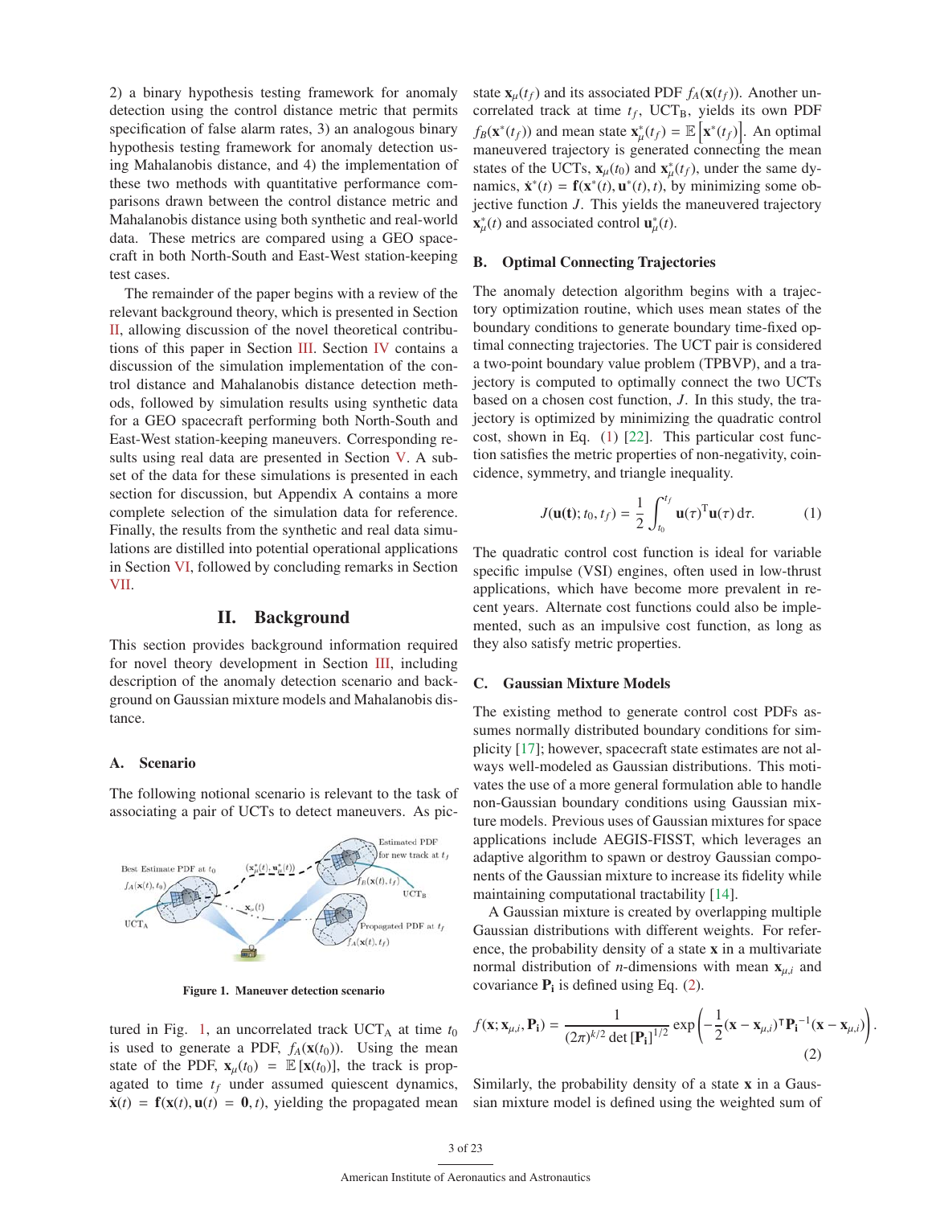2) a binary hypothesis testing framework for anomaly detection using the control distance metric that permits specification of false alarm rates, 3) an analogous binary hypothesis testing framework for anomaly detection using Mahalanobis distance, and 4) the implementation of these two methods with quantitative performance comparisons drawn between the control distance metric and Mahalanobis distance using both synthetic and real-world data. These metrics are compared using a GEO spacecraft in both North-South and East-West station-keeping test cases.

The remainder of the paper begins with a review of the relevant background theory, which is presented in Section II, allowing discussion of the novel theoretical contributions of this paper in Section III. Section IV contains a discussion of the simulation implementation of the control distance and Mahalanobis distance detection methods, followed by simulation results using synthetic data for a GEO spacecraft performing both North-South and East-West station-keeping maneuvers. Corresponding results using real data are presented in Section V. A subset of the data for these simulations is presented in each section for discussion, but Appendix A contains a more complete selection of the simulation data for reference. Finally, the results from the synthetic and real data simulations are distilled into potential operational applications in Section VI, followed by concluding remarks in Section VII.

# II. Background

This section provides background information required for novel theory development in Section III, including description of the anomaly detection scenario and background on Gaussian mixture models and Mahalanobis distance.

## A. Scenario

The following notional scenario is relevant to the task of associating a pair of UCTs to detect maneuvers. As pictured in Fig. 1, an uncorrelated track $\text{UCT}_\text{A}$ at time $t_0$ is used to generate a PDF, $f_A(\mathbf{x}(t_0))$. Using the mean state of the PDF, $\mathbf{x}_\mu(t_0) = \mathbb{E}[\mathbf{x}(t_0)]$, the track is propagated to time $t_f$ under assumed quiescent dynamics, $\dot{\mathbf{x}}(t) = \mathbf{f}(\mathbf{x}(t), \mathbf{u}(t) = \mathbf{0}, t)$, yielding the propagated mean state $\mathbf{x}_\mu(t_f)$ and its associated PDF $f_A(\mathbf{x}(t_f))$. Another uncorrelated track at time $t_f$, $\text{UCT}_\text{B}$, yields its own PDF $f_B(\mathbf{x}^*(t_f))$ and mean state $\mathbf{x}^*_\mu(t_f) = \mathbb{E}\left[\mathbf{x}^*(t_f)\right]$. An optimal maneuvered trajectory is generated connecting the mean states of the UCTs, $\mathbf{x}_\mu(t_0)$ and $\mathbf{x}^*_\mu(t_f)$, under the same dynamics, $\dot{\mathbf{x}}^*(t) = \mathbf{f}(\mathbf{x}^*(t), \mathbf{u}^*(t), t)$, by minimizing some objective function $J$. This yields the maneuvered trajectory $\mathbf{x}^*_\mu(t)$ and associated control $\mathbf{u}^*_\mu(t)$.

Figure 1. Maneuver detection scenario

## B. Optimal Connecting Trajectories

The anomaly detection algorithm begins with a trajectory optimization routine, which uses mean states of the boundary conditions to generate boundary time-fixed optimal connecting trajectories. The UCT pair is considered a two-point boundary value problem (TPBVP), and a trajectory is computed to optimally connect the two UCTs based on a chosen cost function, $J$. In this study, the trajectory is optimized by minimizing the quadratic control cost, shown in Eq. (1) [22]. This particular cost function satisfies the metric properties of non-negativity, coincidence, symmetry, and triangle inequality.

$$J(\mathbf{u(t)}; t_0, t_f) = \frac{1}{2}\int_{t_0}^{t_f} \mathbf{u}(\tau)^{\mathrm{T}}\mathbf{u}(\tau)\,\mathrm{d}\tau. \tag{1}$$

The quadratic control cost function is ideal for variable specific impulse (VSI) engines, often used in low-thrust applications, which have become more prevalent in recent years. Alternate cost functions could also be implemented, such as an impulsive cost function, as long as they also satisfy metric properties.

## C. Gaussian Mixture Models

The existing method to generate control cost PDFs assumes normally distributed boundary conditions for simplicity [17]; however, spacecraft state estimates are not always well-modeled as Gaussian distributions. This motivates the use of a more general formulation able to handle non-Gaussian boundary conditions using Gaussian mixture models. Previous uses of Gaussian mixtures for space applications include AEGIS-FISST, which leverages an adaptive algorithm to spawn or destroy Gaussian components of the Gaussian mixture to increase its fidelity while maintaining computational tractability [14].

A Gaussian mixture is created by overlapping multiple Gaussian distributions with different weights. For reference, the probability density of a state $\mathbf{x}$ in a multivariate normal distribution of $n$-dimensions with mean $\mathbf{x}_{\mu,i}$ and covariance $\mathbf{P_i}$ is defined using Eq. (2).

$$f(\mathbf{x}; \mathbf{x}_{\mu,i}, \mathbf{P_i}) = \frac{1}{(2\pi)^{k/2}\det\left[\mathbf{P_i}\right]^{1/2}}\exp\left(-\frac{1}{2}(\mathbf{x}-\mathbf{x}_{\mu,i})^{\intercal}\mathbf{P_i}^{-1}(\mathbf{x}-\mathbf{x}_{\mu,i})\right). \tag{2}$$

Similarly, the probability density of a state $\mathbf{x}$ in a Gaussian mixture model is defined using the weighted sum of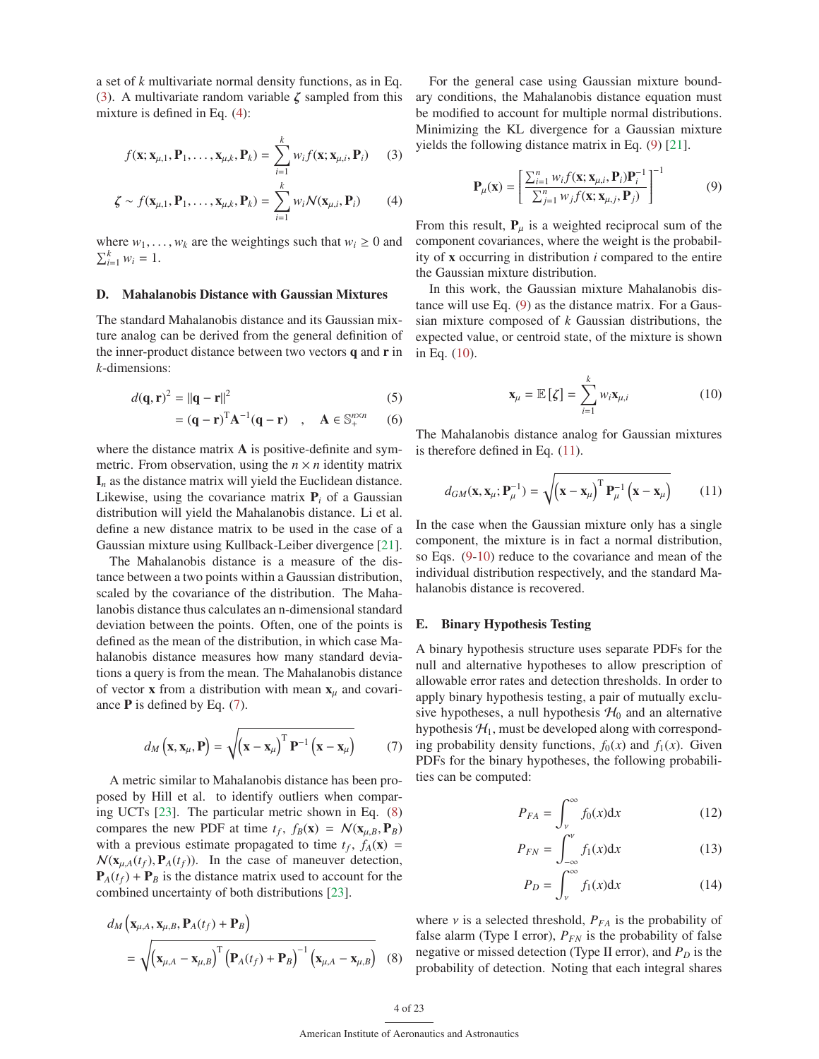a set of $k$ multivariate normal density functions, as in Eq. (3). A multivariate random variable $\boldsymbol{\zeta}$ sampled from this mixture is defined in Eq. (4):

$$f(\mathbf{x}; \mathbf{x}_{\mu,1}, \mathbf{P}_1, \ldots, \mathbf{x}_{\mu,k}, \mathbf{P}_k) = \sum_{i=1}^{k} w_i f(\mathbf{x}; \mathbf{x}_{\mu,i}, \mathbf{P}_i) \tag{3}$$

$$\boldsymbol{\zeta} \sim f(\mathbf{x}_{\mu,1}, \mathbf{P}_1, \ldots, \mathbf{x}_{\mu,k}, \mathbf{P}_k) = \sum_{i=1}^{k} w_i \mathcal{N}(\mathbf{x}_{\mu,i}, \mathbf{P}_i) \tag{4}$$

where $w_1, \ldots, w_k$ are the weightings such that $w_i \geq 0$ and $\sum_{i=1}^{k} w_i = 1$.

### D. Mahalanobis Distance with Gaussian Mixtures

The standard Mahalanobis distance and its Gaussian mixture analog can be derived from the general definition of the inner-product distance between two vectors $\mathbf{q}$ and $\mathbf{r}$ in $k$-dimensions:

$$d(\mathbf{q}, \mathbf{r})^2 = \|\mathbf{q} - \mathbf{r}\|^2 \tag{5}$$

$$= (\mathbf{q} - \mathbf{r})^{\mathrm{T}} \mathbf{A}^{-1} (\mathbf{q} - \mathbf{r}) \quad , \quad \mathbf{A} \in \mathbb{S}_{+}^{n \times n} \tag{6}$$

where the distance matrix $\mathbf{A}$ is positive-definite and symmetric. From observation, using the $n \times n$ identity matrix $\mathbf{I}_n$ as the distance matrix will yield the Euclidean distance. Likewise, using the covariance matrix $\mathbf{P}_i$ of a Gaussian distribution will yield the Mahalanobis distance. Li et al. define a new distance matrix to be used in the case of a Gaussian mixture using Kullback-Leiber divergence [21].

The Mahalanobis distance is a measure of the distance between a two points within a Gaussian distribution, scaled by the covariance of the distribution. The Mahalanobis distance thus calculates an n-dimensional standard deviation between the points. Often, one of the points is defined as the mean of the distribution, in which case Mahalanobis distance measures how many standard deviations a query is from the mean. The Mahalanobis distance of vector $\mathbf{x}$ from a distribution with mean $\mathbf{x}_\mu$ and covariance $\mathbf{P}$ is defined by Eq. (7).

$$d_M\left(\mathbf{x}, \mathbf{x}_\mu, \mathbf{P}\right) = \sqrt{\left(\mathbf{x} - \mathbf{x}_\mu\right)^{\mathrm{T}} \mathbf{P}^{-1} \left(\mathbf{x} - \mathbf{x}_\mu\right)} \tag{7}$$

A metric similar to Mahalanobis distance has been proposed by Hill et al. to identify outliers when comparing UCTs [23]. The particular metric shown in Eq. (8) compares the new PDF at time $t_f$, $f_B(\mathbf{x}) = \mathcal{N}(\mathbf{x}_{\mu,B}, \mathbf{P}_B)$ with a previous estimate propagated to time $t_f$, $f_A(\mathbf{x}) = \mathcal{N}(\mathbf{x}_{\mu,A}(t_f), \mathbf{P}_A(t_f))$. In the case of maneuver detection, $\mathbf{P}_A(t_f) + \mathbf{P}_B$ is the distance matrix used to account for the combined uncertainty of both distributions [23].

$$d_M\left(\mathbf{x}_{\mu,A}, \mathbf{x}_{\mu,B}, \mathbf{P}_A(t_f) + \mathbf{P}_B\right) = \sqrt{\left(\mathbf{x}_{\mu,A} - \mathbf{x}_{\mu,B}\right)^{\mathrm{T}} \left(\mathbf{P}_A(t_f) + \mathbf{P}_B\right)^{-1} \left(\mathbf{x}_{\mu,A} - \mathbf{x}_{\mu,B}\right)} \tag{8}$$

For the general case using Gaussian mixture boundary conditions, the Mahalanobis distance equation must be modified to account for multiple normal distributions. Minimizing the KL divergence for a Gaussian mixture yields the following distance matrix in Eq. (9) [21].

$$\mathbf{P}_\mu(\mathbf{x}) = \left[ \frac{\sum_{i=1}^{n} w_i f(\mathbf{x}; \mathbf{x}_{\mu,i}, \mathbf{P}_i) \mathbf{P}_i^{-1}}{\sum_{j=1}^{n} w_j f(\mathbf{x}; \mathbf{x}_{\mu,j}, \mathbf{P}_j)} \right]^{-1} \tag{9}$$

From this result, $\mathbf{P}_\mu$ is a weighted reciprocal sum of the component covariances, where the weight is the probability of $\mathbf{x}$ occurring in distribution $i$ compared to the entire the Gaussian mixture distribution.

In this work, the Gaussian mixture Mahalanobis distance will use Eq. (9) as the distance matrix. For a Gaussian mixture composed of $k$ Gaussian distributions, the expected value, or centroid state, of the mixture is shown in Eq. (10).

$$\mathbf{x}_\mu = \mathbb{E}\left[\boldsymbol{\zeta}\right] = \sum_{i=1}^{k} w_i \mathbf{x}_{\mu,i} \tag{10}$$

The Mahalanobis distance analog for Gaussian mixtures is therefore defined in Eq. (11).

$$d_{GM}(\mathbf{x}, \mathbf{x}_\mu; \mathbf{P}_\mu^{-1}) = \sqrt{\left(\mathbf{x} - \mathbf{x}_\mu\right)^{\mathrm{T}} \mathbf{P}_\mu^{-1} \left(\mathbf{x} - \mathbf{x}_\mu\right)} \tag{11}$$

In the case when the Gaussian mixture only has a single component, the mixture is in fact a normal distribution, so Eqs. (9-10) reduce to the covariance and mean of the individual distribution respectively, and the standard Mahalanobis distance is recovered.

### E. Binary Hypothesis Testing

A binary hypothesis structure uses separate PDFs for the null and alternative hypotheses to allow prescription of allowable error rates and detection thresholds. In order to apply binary hypothesis testing, a pair of mutually exclusive hypotheses, a null hypothesis $\mathcal{H}_0$ and an alternative hypothesis $\mathcal{H}_1$, must be developed along with corresponding probability density functions, $f_0(x)$ and $f_1(x)$. Given PDFs for the binary hypotheses, the following probabilities can be computed:

$$P_{FA} = \int_{\nu}^{\infty} f_0(x)\mathrm{d}x \tag{12}$$

$$P_{FN} = \int_{-\infty}^{\nu} f_1(x)\mathrm{d}x \tag{13}$$

$$P_D = \int_{\nu}^{\infty} f_1(x)\mathrm{d}x \tag{14}$$

where $\nu$ is a selected threshold, $P_{FA}$ is the probability of false alarm (Type I error), $P_{FN}$ is the probability of false negative or missed detection (Type II error), and $P_D$ is the probability of detection. Noting that each integral shares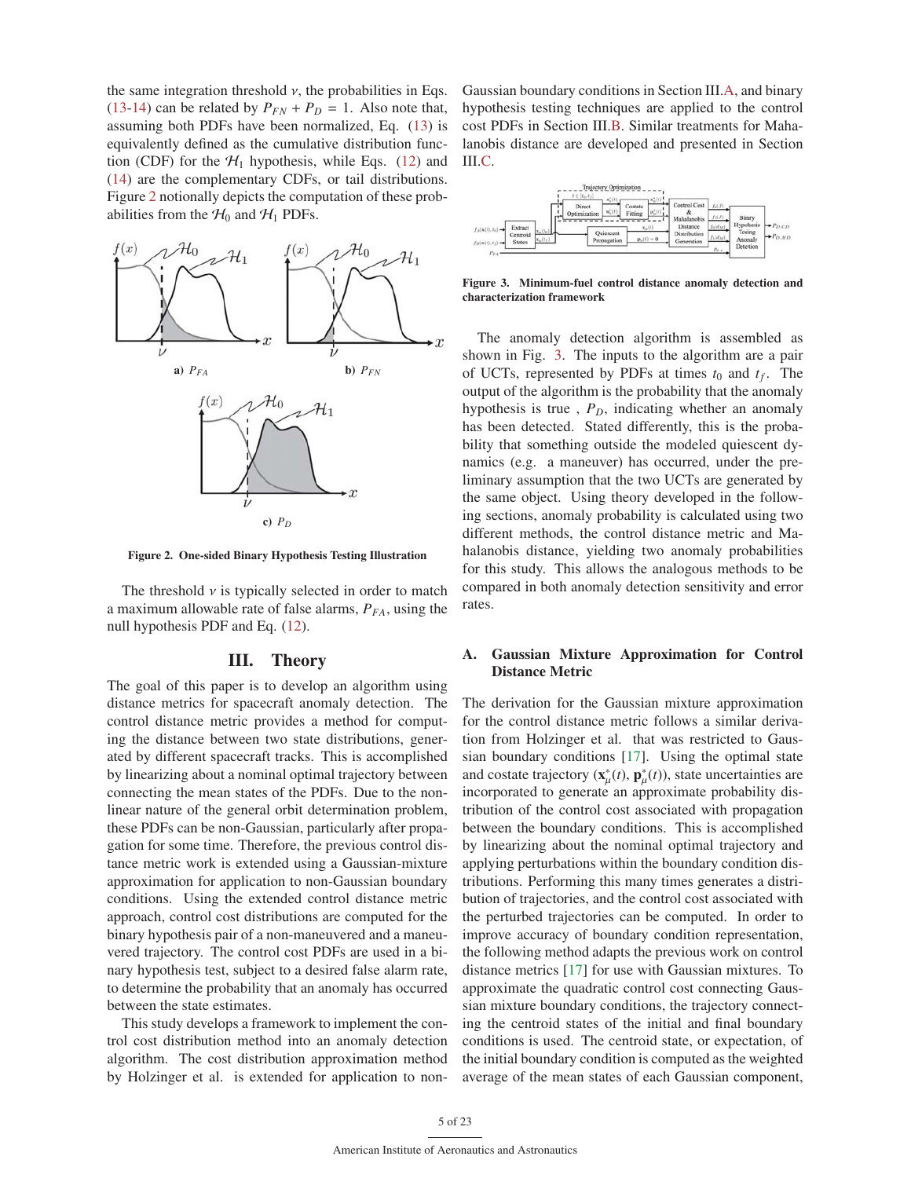the same integration threshold $\nu$, the probabilities in Eqs. (13-14) can be related by $P_{FN} + P_D = 1$. Also note that, assuming both PDFs have been normalized, Eq. (13) is equivalently defined as the cumulative distribution function (CDF) for the $\mathcal{H}_1$ hypothesis, while Eqs. (12) and (14) are the complementary CDFs, or tail distributions. Figure 2 notionally depicts the computation of these probabilities from the $\mathcal{H}_0$ and $\mathcal{H}_1$ PDFs.

a) $P_{FA}$ b) $P_{FN}$ c) $P_D$

**Figure 2. One-sided Binary Hypothesis Testing Illustration**

The threshold $\nu$ is typically selected in order to match a maximum allowable rate of false alarms, $P_{FA}$, using the null hypothesis PDF and Eq. (12).

## III. Theory

The goal of this paper is to develop an algorithm using distance metrics for spacecraft anomaly detection. The control distance metric provides a method for computing the distance between two state distributions, generated by different spacecraft tracks. This is accomplished by linearizing about a nominal optimal trajectory between connecting the mean states of the PDFs. Due to the nonlinear nature of the general orbit determination problem, these PDFs can be non-Gaussian, particularly after propagation for some time. Therefore, the previous control distance metric work is extended using a Gaussian-mixture approximation for application to non-Gaussian boundary conditions. Using the extended control distance metric approach, control cost distributions are computed for the binary hypothesis pair of a non-maneuvered and a maneuvered trajectory. The control cost PDFs are used in a binary hypothesis test, subject to a desired false alarm rate, to determine the probability that an anomaly has occurred between the state estimates.

This study develops a framework to implement the control cost distribution method into an anomaly detection algorithm. The cost distribution approximation method by Holzinger et al. is extended for application to non-Gaussian boundary conditions in Section III.A, and binary hypothesis testing techniques are applied to the control cost PDFs in Section III.B. Similar treatments for Mahalanobis distance are developed and presented in Section III.C.

**Figure 3. Minimum-fuel control distance anomaly detection and characterization framework**

The anomaly detection algorithm is assembled as shown in Fig. 3. The inputs to the algorithm are a pair of UCTs, represented by PDFs at times $t_0$ and $t_f$. The output of the algorithm is the probability that the anomaly hypothesis is true , $P_D$, indicating whether an anomaly has been detected. Stated differently, this is the probability that something outside the modeled quiescent dynamics (e.g. a maneuver) has occurred, under the preliminary assumption that the two UCTs are generated by the same object. Using theory developed in the following sections, anomaly probability is calculated using two different methods, the control distance metric and Mahalanobis distance, yielding two anomaly probabilities for this study. This allows the analogous methods to be compared in both anomaly detection sensitivity and error rates.

### A. Gaussian Mixture Approximation for Control Distance Metric

The derivation for the Gaussian mixture approximation for the control distance metric follows a similar derivation from Holzinger et al. that was restricted to Gaussian boundary conditions [17]. Using the optimal state and costate trajectory $(\mathbf{x}^*_\mu(t), \mathbf{p}^*_\mu(t))$, state uncertainties are incorporated to generate an approximate probability distribution of the control cost associated with propagation between the boundary conditions. This is accomplished by linearizing about the nominal optimal trajectory and applying perturbations within the boundary condition distributions. Performing this many times generates a distribution of trajectories, and the control cost associated with the perturbed trajectories can be computed. In order to improve accuracy of boundary condition representation, the following method adapts the previous work on control distance metrics [17] for use with Gaussian mixtures. To approximate the quadratic control cost connecting Gaussian mixture boundary conditions, the trajectory connecting the centroid states of the initial and final boundary conditions is used. The centroid state, or expectation, of the initial boundary condition is computed as the weighted average of the mean states of each Gaussian component,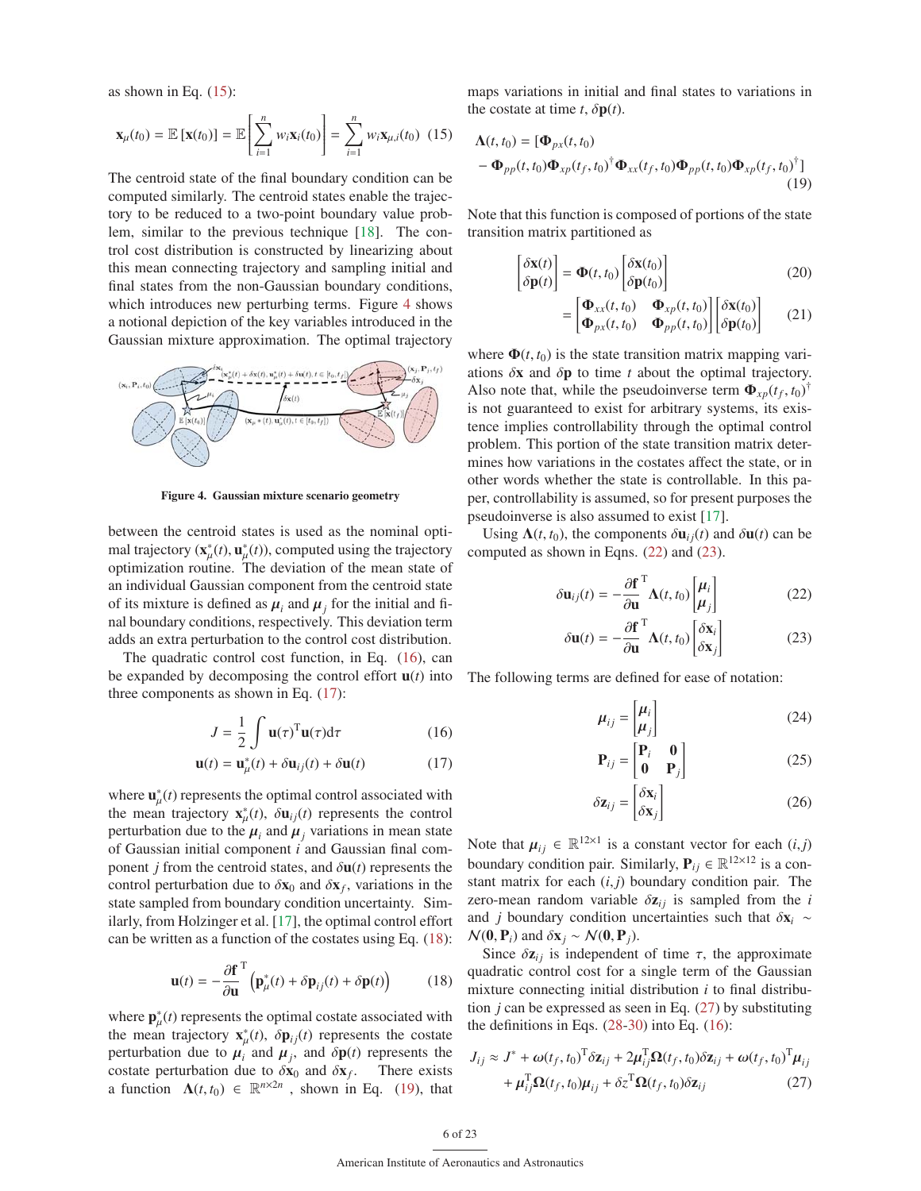as shown in Eq. (15):

$$\mathbf{x}_\mu(t_0) = \mathbb{E}\left[\mathbf{x}(t_0)\right] = \mathbb{E}\left[\sum_{i=1}^{n} w_i \mathbf{x}_i(t_0)\right] = \sum_{i=1}^{n} w_i \mathbf{x}_{\mu,i}(t_0) \quad (15)$$

The centroid state of the final boundary condition can be computed similarly. The centroid states enable the trajectory to be reduced to a two-point boundary value problem, similar to the previous technique [18]. The control cost distribution is constructed by linearizing about this mean connecting trajectory and sampling initial and final states from the non-Gaussian boundary conditions, which introduces new perturbing terms. Figure 4 shows a notional depiction of the key variables introduced in the Gaussian mixture approximation. The optimal trajectory between the centroid states is used as the nominal optimal trajectory $(\mathbf{x}_\mu^*(t), \mathbf{u}_\mu^*(t))$, computed using the trajectory optimization routine. The deviation of the mean state of an individual Gaussian component from the centroid state of its mixture is defined as $\boldsymbol{\mu}_i$ and $\boldsymbol{\mu}_j$ for the initial and final boundary conditions, respectively. This deviation term adds an extra perturbation to the control cost distribution.

**Figure 4. Gaussian mixture scenario geometry**

The quadratic control cost function, in Eq. (16), can be expanded by decomposing the control effort $\mathbf{u}(t)$ into three components as shown in Eq. (17):

$$J = \frac{1}{2}\int \mathbf{u}(\tau)^{\mathrm{T}}\mathbf{u}(\tau)\mathrm{d}\tau \quad (16)$$

$$\mathbf{u}(t) = \mathbf{u}_\mu^*(t) + \delta\mathbf{u}_{ij}(t) + \delta\mathbf{u}(t) \quad (17)$$

where $\mathbf{u}_\mu^*(t)$ represents the optimal control associated with the mean trajectory $\mathbf{x}_\mu^*(t)$, $\delta\mathbf{u}_{ij}(t)$ represents the control perturbation due to the $\boldsymbol{\mu}_i$ and $\boldsymbol{\mu}_j$ variations in mean state of Gaussian initial component $i$ and Gaussian final component $j$ from the centroid states, and $\delta\mathbf{u}(t)$ represents the control perturbation due to $\delta\mathbf{x}_0$ and $\delta\mathbf{x}_f$, variations in the state sampled from boundary condition uncertainty. Similarly, from Holzinger et al. [17], the optimal control effort can be written as a function of the costates using Eq. (18):

$$\mathbf{u}(t) = -\frac{\partial \mathbf{f}}{\partial \mathbf{u}}^{\mathrm{T}}\left(\mathbf{p}_\mu^*(t) + \delta\mathbf{p}_{ij}(t) + \delta\mathbf{p}(t)\right) \quad (18)$$

where $\mathbf{p}_\mu^*(t)$ represents the optimal costate associated with the mean trajectory $\mathbf{x}_\mu^*(t)$, $\delta\mathbf{p}_{ij}(t)$ represents the costate perturbation due to $\boldsymbol{\mu}_i$ and $\boldsymbol{\mu}_j$, and $\delta\mathbf{p}(t)$ represents the costate perturbation due to $\delta\mathbf{x}_0$ and $\delta\mathbf{x}_f$. There exists a function $\boldsymbol{\Lambda}(t, t_0) \in \mathbb{R}^{n\times 2n}$, shown in Eq. (19), that maps variations in initial and final states to variations in the costate at time $t$, $\delta\mathbf{p}(t)$.

$$\boldsymbol{\Lambda}(t, t_0) = [\boldsymbol{\Phi}_{px}(t, t_0) - \boldsymbol{\Phi}_{pp}(t, t_0)\boldsymbol{\Phi}_{xp}(t_f, t_0)^{\dagger}\boldsymbol{\Phi}_{xx}(t_f, t_0)\boldsymbol{\Phi}_{pp}(t, t_0)\boldsymbol{\Phi}_{xp}(t_f, t_0)^{\dagger}] \quad (19)$$

Note that this function is composed of portions of the state transition matrix partitioned as

$$\begin{bmatrix}\delta\mathbf{x}(t)\\ \delta\mathbf{p}(t)\end{bmatrix} = \boldsymbol{\Phi}(t, t_0)\begin{bmatrix}\delta\mathbf{x}(t_0)\\ \delta\mathbf{p}(t_0)\end{bmatrix} \quad (20)$$

$$= \begin{bmatrix}\boldsymbol{\Phi}_{xx}(t, t_0) & \boldsymbol{\Phi}_{xp}(t, t_0)\\ \boldsymbol{\Phi}_{px}(t, t_0) & \boldsymbol{\Phi}_{pp}(t, t_0)\end{bmatrix}\begin{bmatrix}\delta\mathbf{x}(t_0)\\ \delta\mathbf{p}(t_0)\end{bmatrix} \quad (21)$$

where $\boldsymbol{\Phi}(t, t_0)$ is the state transition matrix mapping variations $\delta\mathbf{x}$ and $\delta\mathbf{p}$ to time $t$ about the optimal trajectory. Also note that, while the pseudoinverse term $\boldsymbol{\Phi}_{xp}(t_f, t_0)^{\dagger}$ is not guaranteed to exist for arbitrary systems, its existence implies controllability through the optimal control problem. This portion of the state transition matrix determines how variations in the costates affect the state, or in other words whether the state is controllable. In this paper, controllability is assumed, so for present purposes the pseudoinverse is also assumed to exist [17].

Using $\boldsymbol{\Lambda}(t, t_0)$, the components $\delta\mathbf{u}_{ij}(t)$ and $\delta\mathbf{u}(t)$ can be computed as shown in Eqns. (22) and (23).

$$\delta\mathbf{u}_{ij}(t) = -\frac{\partial \mathbf{f}}{\partial \mathbf{u}}^{\mathrm{T}}\boldsymbol{\Lambda}(t, t_0)\begin{bmatrix}\boldsymbol{\mu}_i\\ \boldsymbol{\mu}_j\end{bmatrix} \quad (22)$$

$$\delta\mathbf{u}(t) = -\frac{\partial \mathbf{f}}{\partial \mathbf{u}}^{\mathrm{T}}\boldsymbol{\Lambda}(t, t_0)\begin{bmatrix}\delta\mathbf{x}_i\\ \delta\mathbf{x}_j\end{bmatrix} \quad (23)$$

The following terms are defined for ease of notation:

$$\boldsymbol{\mu}_{ij} = \begin{bmatrix}\boldsymbol{\mu}_i\\ \boldsymbol{\mu}_j\end{bmatrix} \quad (24)$$

$$\mathbf{P}_{ij} = \begin{bmatrix}\mathbf{P}_i & \mathbf{0}\\ \mathbf{0} & \mathbf{P}_j\end{bmatrix} \quad (25)$$

$$\delta\mathbf{z}_{ij} = \begin{bmatrix}\delta\mathbf{x}_i\\ \delta\mathbf{x}_j\end{bmatrix} \quad (26)$$

Note that $\boldsymbol{\mu}_{ij} \in \mathbb{R}^{12\times 1}$ is a constant vector for each $(i,j)$ boundary condition pair. Similarly, $\mathbf{P}_{ij} \in \mathbb{R}^{12\times 12}$ is a constant matrix for each $(i,j)$ boundary condition pair. The zero-mean random variable $\delta\mathbf{z}_{ij}$ is sampled from the $i$ and $j$ boundary condition uncertainties such that $\delta\mathbf{x}_i \sim \mathcal{N}(\mathbf{0}, \mathbf{P}_i)$ and $\delta\mathbf{x}_j \sim \mathcal{N}(\mathbf{0}, \mathbf{P}_j)$.

Since $\delta\mathbf{z}_{ij}$ is independent of time $\tau$, the approximate quadratic control cost for a single term of the Gaussian mixture connecting initial distribution $i$ to final distribution $j$ can be expressed as seen in Eq. (27) by substituting the definitions in Eqs. (28-30) into Eq. (16):

$$J_{ij} \approx J^* + \boldsymbol{\omega}(t_f, t_0)^{\mathrm{T}}\delta\mathbf{z}_{ij} + 2\boldsymbol{\mu}_{ij}^{\mathrm{T}}\boldsymbol{\Omega}(t_f, t_0)\delta\mathbf{z}_{ij} + \boldsymbol{\omega}(t_f, t_0)^{\mathrm{T}}\boldsymbol{\mu}_{ij} + \boldsymbol{\mu}_{ij}^{\mathrm{T}}\boldsymbol{\Omega}(t_f, t_0)\boldsymbol{\mu}_{ij} + \delta z^{\mathrm{T}}\boldsymbol{\Omega}(t_f, t_0)\delta\mathbf{z}_{ij} \quad (27)$$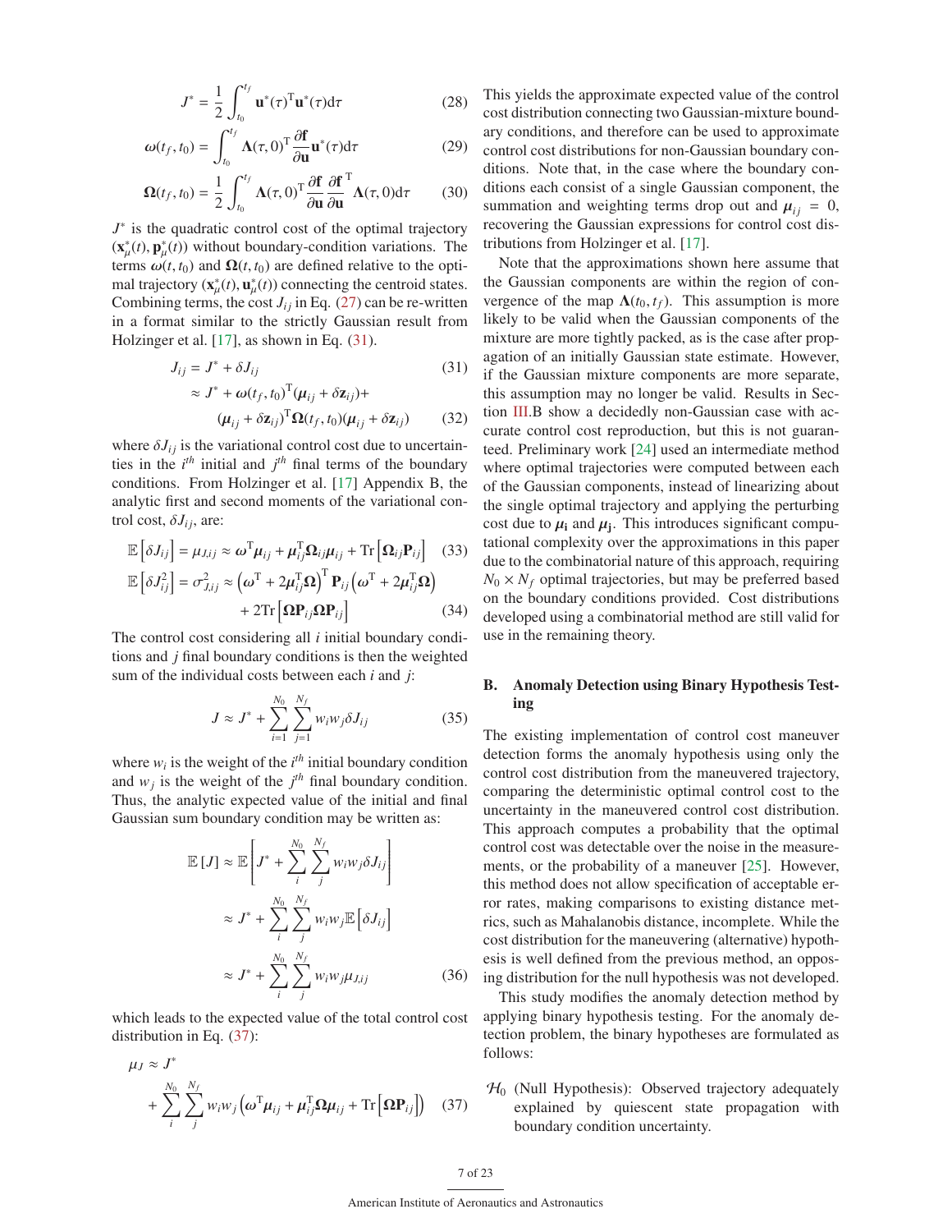$$J^* = \frac{1}{2}\int_{t_0}^{t_f} \mathbf{u}^*(\tau)^{\mathrm{T}}\mathbf{u}^*(\tau)\mathrm{d}\tau \tag{28}$$

$$\boldsymbol{\omega}(t_f, t_0) = \int_{t_0}^{t_f} \boldsymbol{\Lambda}(\tau, 0)^{\mathrm{T}} \frac{\partial \mathbf{f}}{\partial \mathbf{u}} \mathbf{u}^*(\tau)\mathrm{d}\tau \tag{29}$$

$$\boldsymbol{\Omega}(t_f, t_0) = \frac{1}{2}\int_{t_0}^{t_f} \boldsymbol{\Lambda}(\tau, 0)^{\mathrm{T}} \frac{\partial \mathbf{f}}{\partial \mathbf{u}} \frac{\partial \mathbf{f}}{\partial \mathbf{u}}^{\mathrm{T}} \boldsymbol{\Lambda}(\tau, 0)\mathrm{d}\tau \tag{30}$$

$J^*$ is the quadratic control cost of the optimal trajectory $(\mathbf{x}^*_\mu(t), \mathbf{p}^*_\mu(t))$ without boundary-condition variations. The terms $\boldsymbol{\omega}(t, t_0)$ and $\boldsymbol{\Omega}(t, t_0)$ are defined relative to the optimal trajectory $(\mathbf{x}^*_\mu(t), \mathbf{u}^*_\mu(t))$ connecting the centroid states. Combining terms, the cost $J_{ij}$ in Eq. (27) can be re-written in a format similar to the strictly Gaussian result from Holzinger et al. [17], as shown in Eq. (31).

$$J_{ij} = J^* + \delta J_{ij} \tag{31}$$

$$\approx J^* + \boldsymbol{\omega}(t_f, t_0)^{\mathrm{T}}(\boldsymbol{\mu}_{ij} + \delta\mathbf{z}_{ij}) + (\boldsymbol{\mu}_{ij} + \delta\mathbf{z}_{ij})^{\mathrm{T}}\boldsymbol{\Omega}(t_f, t_0)(\boldsymbol{\mu}_{ij} + \delta\mathbf{z}_{ij}) \tag{32}$$

where $\delta J_{ij}$ is the variational control cost due to uncertainties in the $i^{th}$ initial and $j^{th}$ final terms of the boundary conditions. From Holzinger et al. [17] Appendix B, the analytic first and second moments of the variational control cost, $\delta J_{ij}$, are:

$$\mathbb{E}\left[\delta J_{ij}\right] = \mu_{J,ij} \approx \boldsymbol{\omega}^{\mathrm{T}}\boldsymbol{\mu}_{ij} + \boldsymbol{\mu}_{ij}^{\mathrm{T}}\boldsymbol{\Omega}_{ij}\boldsymbol{\mu}_{ij} + \mathrm{Tr}\left[\boldsymbol{\Omega}_{ij}\mathbf{P}_{ij}\right] \tag{33}$$

$$\mathbb{E}\left[\delta J_{ij}^2\right] = \sigma^2_{J,ij} \approx \left(\boldsymbol{\omega}^{\mathrm{T}} + 2\boldsymbol{\mu}_{ij}^{\mathrm{T}}\boldsymbol{\Omega}\right)^{\mathrm{T}}\mathbf{P}_{ij}\left(\boldsymbol{\omega}^{\mathrm{T}} + 2\boldsymbol{\mu}_{ij}^{\mathrm{T}}\boldsymbol{\Omega}\right) + 2\mathrm{Tr}\left[\boldsymbol{\Omega}\mathbf{P}_{ij}\boldsymbol{\Omega}\mathbf{P}_{ij}\right] \tag{34}$$

The control cost considering all $i$ initial boundary conditions and $j$ final boundary conditions is then the weighted sum of the individual costs between each $i$ and $j$:

$$J \approx J^* + \sum_{i=1}^{N_0}\sum_{j=1}^{N_f} w_i w_j \delta J_{ij} \tag{35}$$

where $w_i$ is the weight of the $i^{th}$ initial boundary condition and $w_j$ is the weight of the $j^{th}$ final boundary condition. Thus, the analytic expected value of the initial and final Gaussian sum boundary condition may be written as:

$$\begin{aligned}\mathbb{E}\left[J\right] &\approx \mathbb{E}\left[J^* + \sum_{i}^{N_0}\sum_{j}^{N_f} w_i w_j \delta J_{ij}\right] \\ &\approx J^* + \sum_{i}^{N_0}\sum_{j}^{N_f} w_i w_j \mathbb{E}\left[\delta J_{ij}\right] \\ &\approx J^* + \sum_{i}^{N_0}\sum_{j}^{N_f} w_i w_j \mu_{J,ij}\end{aligned} \tag{36}$$

which leads to the expected value of the total control cost distribution in Eq. (37):

$$\mu_J \approx J^* + \sum_{i}^{N_0}\sum_{j}^{N_f} w_i w_j \left(\boldsymbol{\omega}^{\mathrm{T}}\boldsymbol{\mu}_{ij} + \boldsymbol{\mu}_{ij}^{\mathrm{T}}\boldsymbol{\Omega}\boldsymbol{\mu}_{ij} + \mathrm{Tr}\left[\boldsymbol{\Omega}\mathbf{P}_{ij}\right]\right) \tag{37}$$

This yields the approximate expected value of the control cost distribution connecting two Gaussian-mixture boundary conditions, and therefore can be used to approximate control cost distributions for non-Gaussian boundary conditions. Note that, in the case where the boundary conditions each consist of a single Gaussian component, the summation and weighting terms drop out and $\boldsymbol{\mu}_{ij} = 0$, recovering the Gaussian expressions for control cost distributions from Holzinger et al. [17].

Note that the approximations shown here assume that the Gaussian components are within the region of convergence of the map $\boldsymbol{\Lambda}(t_0, t_f)$. This assumption is more likely to be valid when the Gaussian components of the mixture are more tightly packed, as is the case after propagation of an initially Gaussian state estimate. However, if the Gaussian mixture components are more separate, this assumption may no longer be valid. Results in Section III.B show a decidedly non-Gaussian case with accurate control cost reproduction, but this is not guaranteed. Preliminary work [24] used an intermediate method where optimal trajectories were computed between each of the Gaussian components, instead of linearizing about the single optimal trajectory and applying the perturbing cost due to $\boldsymbol{\mu}_\mathbf{i}$ and $\boldsymbol{\mu}_\mathbf{j}$. This introduces significant computational complexity over the approximations in this paper due to the combinatorial nature of this approach, requiring $N_0 \times N_f$ optimal trajectories, but may be preferred based on the boundary conditions provided. Cost distributions developed using a combinatorial method are still valid for use in the remaining theory.

## B. Anomaly Detection using Binary Hypothesis Testing

The existing implementation of control cost maneuver detection forms the anomaly hypothesis using only the control cost distribution from the maneuvered trajectory, comparing the deterministic optimal control cost to the uncertainty in the maneuvered control cost distribution. This approach computes a probability that the optimal control cost was detectable over the noise in the measurements, or the probability of a maneuver [25]. However, this method does not allow specification of acceptable error rates, making comparisons to existing distance metrics, such as Mahalanobis distance, incomplete. While the cost distribution for the maneuvering (alternative) hypothesis is well defined from the previous method, an opposing distribution for the null hypothesis was not developed.

This study modifies the anomaly detection method by applying binary hypothesis testing. For the anomaly detection problem, the binary hypotheses are formulated as follows:

- $\mathcal{H}_0$ (Null Hypothesis): Observed trajectory adequately explained by quiescent state propagation with boundary condition uncertainty.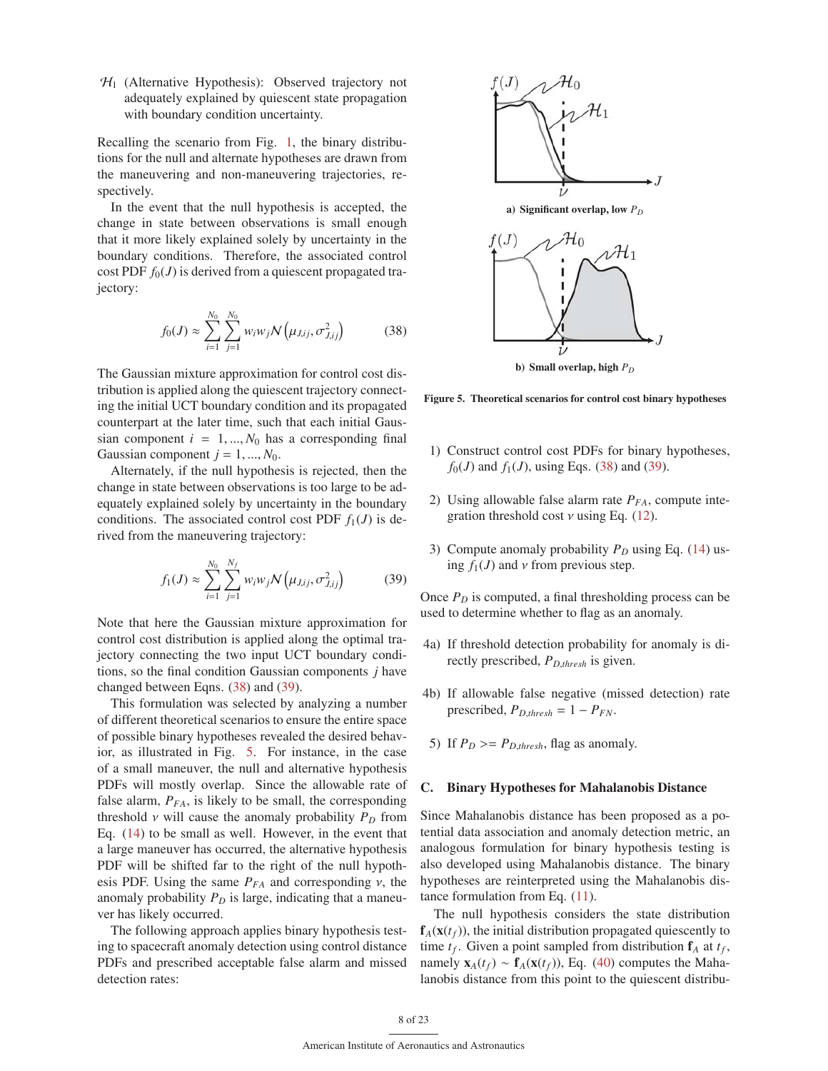$\mathcal{H}_1$ (Alternative Hypothesis): Observed trajectory not adequately explained by quiescent state propagation with boundary condition uncertainty.

Recalling the scenario from Fig. 1, the binary distributions for the null and alternate hypotheses are drawn from the maneuvering and non-maneuvering trajectories, respectively.

In the event that the null hypothesis is accepted, the change in state between observations is small enough that it more likely explained solely by uncertainty in the boundary conditions. Therefore, the associated control cost PDF $f_0(J)$ is derived from a quiescent propagated trajectory:

$$f_0(J) \approx \sum_{i=1}^{N_0} \sum_{j=1}^{N_0} w_i w_j \mathcal{N}\left(\mu_{J,ij}, \sigma^2_{J,ij}\right) \tag{38}$$

The Gaussian mixture approximation for control cost distribution is applied along the quiescent trajectory connecting the initial UCT boundary condition and its propagated counterpart at the later time, such that each initial Gaussian component $i = 1, ..., N_0$ has a corresponding final Gaussian component $j = 1, ..., N_0$.

Alternately, if the null hypothesis is rejected, then the change in state between observations is too large to be adequately explained solely by uncertainty in the boundary conditions. The associated control cost PDF $f_1(J)$ is derived from the maneuvering trajectory:

$$f_1(J) \approx \sum_{i=1}^{N_0} \sum_{j=1}^{N_f} w_i w_j \mathcal{N}\left(\mu_{J,ij}, \sigma^2_{J,ij}\right) \tag{39}$$

Note that here the Gaussian mixture approximation for control cost distribution is applied along the optimal trajectory connecting the two input UCT boundary conditions, so the final condition Gaussian components $j$ have changed between Eqns. (38) and (39).

This formulation was selected by analyzing a number of different theoretical scenarios to ensure the entire space of possible binary hypotheses revealed the desired behavior, as illustrated in Fig. 5. For instance, in the case of a small maneuver, the null and alternative hypothesis PDFs will mostly overlap. Since the allowable rate of false alarm, $P_{FA}$, is likely to be small, the corresponding threshold $\nu$ will cause the anomaly probability $P_D$ from Eq. (14) to be small as well. However, in the event that a large maneuver has occurred, the alternative hypothesis PDF will be shifted far to the right of the null hypothesis PDF. Using the same $P_{FA}$ and corresponding $\nu$, the anomaly probability $P_D$ is large, indicating that a maneuver has likely occurred.

The following approach applies binary hypothesis testing to spacecraft anomaly detection using control distance PDFs and prescribed acceptable false alarm and missed detection rates:

**a) Significant overlap, low $P_D$**

**b) Small overlap, high $P_D$**

**Figure 5. Theoretical scenarios for control cost binary hypotheses**

1) Construct control cost PDFs for binary hypotheses, $f_0(J)$ and $f_1(J)$, using Eqs. (38) and (39).

2) Using allowable false alarm rate $P_{FA}$, compute integration threshold cost $\nu$ using Eq. (12).

3) Compute anomaly probability $P_D$ using Eq. (14) using $f_1(J)$ and $\nu$ from previous step.

Once $P_D$ is computed, a final thresholding process can be used to determine whether to flag as an anomaly.

4a) If threshold detection probability for anomaly is directly prescribed, $P_{D,thresh}$ is given.

4b) If allowable false negative (missed detection) rate prescribed, $P_{D,thresh} = 1 - P_{FN}$.

5) If $P_D >= P_{D,thresh}$, flag as anomaly.

### C. Binary Hypotheses for Mahalanobis Distance

Since Mahalanobis distance has been proposed as a potential data association and anomaly detection metric, an analogous formulation for binary hypothesis testing is also developed using Mahalanobis distance. The binary hypotheses are reinterpreted using the Mahalanobis distance formulation from Eq. (11).

The null hypothesis considers the state distribution $\mathbf{f}_A(\mathbf{x}(t_f))$, the initial distribution propagated quiescently to time $t_f$. Given a point sampled from distribution $\mathbf{f}_A$ at $t_f$, namely $\mathbf{x}_A(t_f) \sim \mathbf{f}_A(\mathbf{x}(t_f))$, Eq. (40) computes the Mahalanobis distance from this point to the quiescent distribu-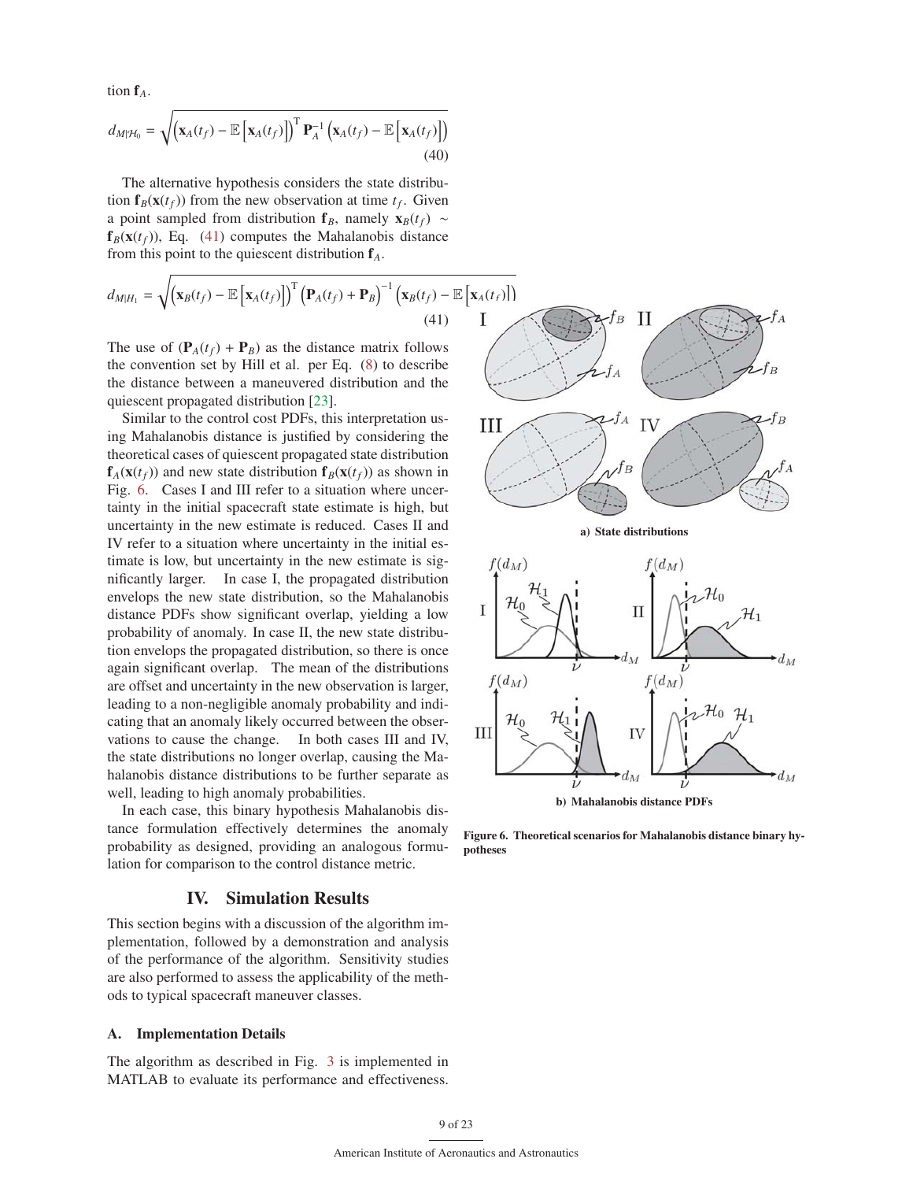tion $\mathbf{f}_A$.

$$d_{M|\mathcal{H}_0} = \sqrt{\left(\mathbf{x}_A(t_f) - \mathbb{E}\left[\mathbf{x}_A(t_f)\right]\right)^{\mathrm{T}} \mathbf{P}_A^{-1} \left(\mathbf{x}_A(t_f) - \mathbb{E}\left[\mathbf{x}_A(t_f)\right]\right)} \tag{40}$$

The alternative hypothesis considers the state distribution $\mathbf{f}_B(\mathbf{x}(t_f))$ from the new observation at time $t_f$. Given a point sampled from distribution $\mathbf{f}_B$, namely $\mathbf{x}_B(t_f) \sim \mathbf{f}_B(\mathbf{x}(t_f))$, Eq. (41) computes the Mahalanobis distance from this point to the quiescent distribution $\mathbf{f}_A$.

$$d_{M|H_1} = \sqrt{\left(\mathbf{x}_B(t_f) - \mathbb{E}\left[\mathbf{x}_A(t_f)\right]\right)^{\mathrm{T}} \left(\mathbf{P}_A(t_f) + \mathbf{P}_B\right)^{-1} \left(\mathbf{x}_B(t_f) - \mathbb{E}\left[\mathbf{x}_A(t_f)\right]\right)} \tag{41}$$

The use of $(\mathbf{P}_A(t_f) + \mathbf{P}_B)$ as the distance matrix follows the convention set by Hill et al. per Eq. (8) to describe the distance between a maneuvered distribution and the quiescent propagated distribution [23].

Similar to the control cost PDFs, this interpretation using Mahalanobis distance is justified by considering the theoretical cases of quiescent propagated state distribution $\mathbf{f}_A(\mathbf{x}(t_f))$ and new state distribution $\mathbf{f}_B(\mathbf{x}(t_f))$ as shown in Fig. 6. Cases I and III refer to a situation where uncertainty in the initial spacecraft state estimate is high, but uncertainty in the new estimate is reduced. Cases II and IV refer to a situation where uncertainty in the initial estimate is low, but uncertainty in the new estimate is significantly larger. In case I, the propagated distribution envelops the new state distribution, so the Mahalanobis distance PDFs show significant overlap, yielding a low probability of anomaly. In case II, the new state distribution envelops the propagated distribution, so there is once again significant overlap. The mean of the distributions are offset and uncertainty in the new observation is larger, leading to a non-negligible anomaly probability and indicating that an anomaly likely occurred between the observations to cause the change. In both cases III and IV, the state distributions no longer overlap, causing the Mahalanobis distance distributions to be further separate as well, leading to high anomaly probabilities.

In each case, this binary hypothesis Mahalanobis distance formulation effectively determines the anomaly probability as designed, providing an analogous formulation for comparison to the control distance metric.

a) State distributions

b) Mahalanobis distance PDFs

**Figure 6. Theoretical scenarios for Mahalanobis distance binary hypotheses**

## IV. Simulation Results

This section begins with a discussion of the algorithm implementation, followed by a demonstration and analysis of the performance of the algorithm. Sensitivity studies are also performed to assess the applicability of the methods to typical spacecraft maneuver classes.

### A. Implementation Details

The algorithm as described in Fig. 3 is implemented in MATLAB to evaluate its performance and effectiveness.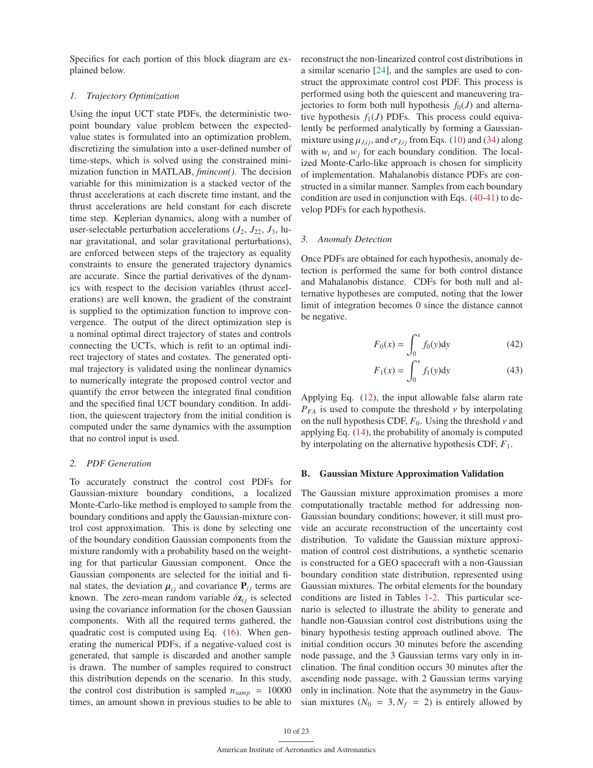Specifics for each portion of this block diagram are explained below.

### 1. Trajectory Optimization

Using the input UCT state PDFs, the deterministic two-point boundary value problem between the expected-value states is formulated into an optimization problem, discretizing the simulation into a user-defined number of time-steps, which is solved using the constrained minimization function in MATLAB, *fmincon()*. The decision variable for this minimization is a stacked vector of the thrust accelerations at each discrete time instant, and the thrust accelerations are held constant for each discrete time step. Keplerian dynamics, along with a number of user-selectable perturbation accelerations ($J_2$, $J_{22}$, $J_3$, lunar gravitational, and solar gravitational perturbations), are enforced between steps of the trajectory as equality constraints to ensure the generated trajectory dynamics are accurate. Since the partial derivatives of the dynamics with respect to the decision variables (thrust accelerations) are well known, the gradient of the constraint is supplied to the optimization function to improve convergence. The output of the direct optimization step is a nominal optimal direct trajectory of states and controls connecting the UCTs, which is refit to an optimal indirect trajectory of states and costates. The generated optimal trajectory is validated using the nonlinear dynamics to numerically integrate the proposed control vector and quantify the error between the integrated final condition and the specified final UCT boundary condition. In addition, the quiescent trajectory from the initial condition is computed under the same dynamics with the assumption that no control input is used.

### 2. PDF Generation

To accurately construct the control cost PDFs for Gaussian-mixture boundary conditions, a localized Monte-Carlo-like method is employed to sample from the boundary conditions and apply the Gaussian-mixture control cost approximation. This is done by selecting one of the boundary condition Gaussian components from the mixture randomly with a probability based on the weighting for that particular Gaussian component. Once the Gaussian components are selected for the initial and final states, the deviation $\boldsymbol{\mu}_{ij}$ and covariance $\mathbf{P}_{ij}$ terms are known. The zero-mean random variable $\delta\mathbf{z}_{ij}$ is selected using the covariance information for the chosen Gaussian components. With all the required terms gathered, the quadratic cost is computed using Eq. (16). When generating the numerical PDFs, if a negative-valued cost is generated, that sample is discarded and another sample is drawn. The number of samples required to construct this distribution depends on the scenario. In this study, the control cost distribution is sampled $n_{samp} = 10000$ times, an amount shown in previous studies to be able to reconstruct the non-linearized control cost distributions in a similar scenario [24], and the samples are used to construct the approximate control cost PDF. This process is performed using both the quiescent and maneuvering trajectories to form both null hypothesis $f_0(J)$ and alternative hypothesis $f_1(J)$ PDFs. This process could equivalently be performed analytically by forming a Gaussian-mixture using $\mu_{J,ij}$, and $\sigma_{J,ij}$ from Eqs. (10) and (34) along with $w_i$ and $w_j$ for each boundary condition. The localized Monte-Carlo-like approach is chosen for simplicity of implementation. Mahalanobis distance PDFs are constructed in a similar manner. Samples from each boundary condition are used in conjunction with Eqs. (40-41) to develop PDFs for each hypothesis.

### 3. Anomaly Detection

Once PDFs are obtained for each hypothesis, anomaly detection is performed the same for both control distance and Mahalanobis distance. CDFs for both null and alternative hypotheses are computed, noting that the lower limit of integration becomes 0 since the distance cannot be negative.

$$F_0(x) = \int_0^x f_0(y)\mathrm{d}y \tag{42}$$

$$F_1(x) = \int_0^x f_1(y)\mathrm{d}y \tag{43}$$

Applying Eq. (12), the input allowable false alarm rate $P_{FA}$ is used to compute the threshold $\nu$ by interpolating on the null hypothesis CDF, $F_0$. Using the threshold $\nu$ and applying Eq. (14), the probability of anomaly is computed by interpolating on the alternative hypothesis CDF, $F_1$.

## B. Gaussian Mixture Approximation Validation

The Gaussian mixture approximation promises a more computationally tractable method for addressing non-Gaussian boundary conditions; however, it still must provide an accurate reconstruction of the uncertainty cost distribution. To validate the Gaussian mixture approximation of control cost distributions, a synthetic scenario is constructed for a GEO spacecraft with a non-Gaussian boundary condition state distribution, represented using Gaussian mixtures. The orbital elements for the boundary conditions are listed in Tables 1-2. This particular scenario is selected to illustrate the ability to generate and handle non-Gaussian control cost distributions using the binary hypothesis testing approach outlined above. The initial condition occurs 30 minutes before the ascending node passage, and the 3 Gaussian terms vary only in inclination. The final condition occurs 30 minutes after the ascending node passage, with 2 Gaussian terms varying only in inclination. Note that the asymmetry in the Gaussian mixtures ($N_0 = 3, N_f = 2$) is entirely allowed by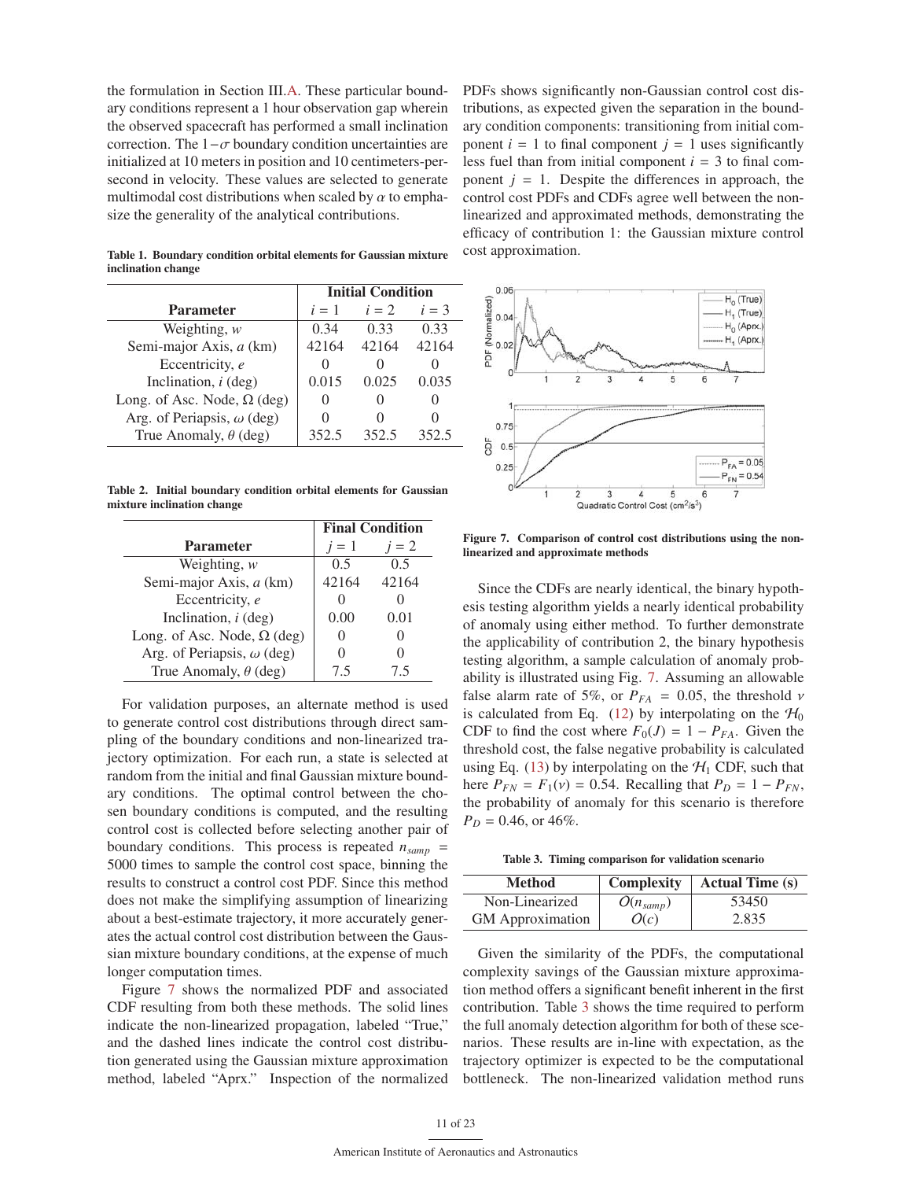the formulation in Section III.A. These particular boundary conditions represent a 1 hour observation gap wherein the observed spacecraft has performed a small inclination correction. The $1-\sigma$ boundary condition uncertainties are initialized at 10 meters in position and 10 centimeters-per-second in velocity. These values are selected to generate multimodal cost distributions when scaled by $\alpha$ to emphasize the generality of the analytical contributions.

**Table 1. Boundary condition orbital elements for Gaussian mixture inclination change**

| | Initial Condition | | |
|---|---|---|---|
| **Parameter** | $i = 1$ | $i = 2$ | $i = 3$ |
| Weighting, $w$ | 0.34 | 0.33 | 0.33 |
| Semi-major Axis, $a$ (km) | 42164 | 42164 | 42164 |
| Eccentricity, $e$ | 0 | 0 | 0 |
| Inclination, $i$ (deg) | 0.015 | 0.025 | 0.035 |
| Long. of Asc. Node, $\Omega$ (deg) | 0 | 0 | 0 |
| Arg. of Periapsis, $\omega$ (deg) | 0 | 0 | 0 |
| True Anomaly, $\theta$ (deg) | 352.5 | 352.5 | 352.5 |

**Table 2. Initial boundary condition orbital elements for Gaussian mixture inclination change**

| | Final Condition | |
|---|---|---|
| **Parameter** | $j = 1$ | $j = 2$ |
| Weighting, $w$ | 0.5 | 0.5 |
| Semi-major Axis, $a$ (km) | 42164 | 42164 |
| Eccentricity, $e$ | 0 | 0 |
| Inclination, $i$ (deg) | 0.00 | 0.01 |
| Long. of Asc. Node, $\Omega$ (deg) | 0 | 0 |
| Arg. of Periapsis, $\omega$ (deg) | 0 | 0 |
| True Anomaly, $\theta$ (deg) | 7.5 | 7.5 |

For validation purposes, an alternate method is used to generate control cost distributions through direct sampling of the boundary conditions and non-linearized trajectory optimization. For each run, a state is selected at random from the initial and final Gaussian mixture boundary conditions. The optimal control between the chosen boundary conditions is computed, and the resulting control cost is collected before selecting another pair of boundary conditions. This process is repeated $n_{samp}$ = 5000 times to sample the control cost space, binning the results to construct a control cost PDF. Since this method does not make the simplifying assumption of linearizing about a best-estimate trajectory, it more accurately generates the actual control cost distribution between the Gaussian mixture boundary conditions, at the expense of much longer computation times.

Figure 7 shows the normalized PDF and associated CDF resulting from both these methods. The solid lines indicate the non-linearized propagation, labeled "True," and the dashed lines indicate the control cost distribution generated using the Gaussian mixture approximation method, labeled "Aprx." Inspection of the normalized PDFs shows significantly non-Gaussian control cost distributions, as expected given the separation in the boundary condition components: transitioning from initial component $i = 1$ to final component $j = 1$ uses significantly less fuel than from initial component $i = 3$ to final component $j = 1$. Despite the differences in approach, the control cost PDFs and CDFs agree well between the non-linearized and approximated methods, demonstrating the efficacy of contribution 1: the Gaussian mixture control cost approximation.

**Figure 7. Comparison of control cost distributions using the non-linearized and approximate methods**

Since the CDFs are nearly identical, the binary hypothesis testing algorithm yields a nearly identical probability of anomaly using either method. To further demonstrate the applicability of contribution 2, the binary hypothesis testing algorithm, a sample calculation of anomaly probability is illustrated using Fig. 7. Assuming an allowable false alarm rate of 5%, or $P_{FA} = 0.05$, the threshold $\nu$ is calculated from Eq. (12) by interpolating on the $\mathcal{H}_0$ CDF to find the cost where $F_0(J) = 1 - P_{FA}$. Given the threshold cost, the false negative probability is calculated using Eq. (13) by interpolating on the $\mathcal{H}_1$ CDF, such that here $P_{FN} = F_1(\nu) = 0.54$. Recalling that $P_D = 1 - P_{FN}$, the probability of anomaly for this scenario is therefore $P_D = 0.46$, or 46%.

**Table 3. Timing comparison for validation scenario**

| Method | Complexity | Actual Time (s) |
|---|---|---|
| Non-Linearized | $O(n_{samp})$ | 53450 |
| GM Approximation | $O(c)$ | 2.835 |

Given the similarity of the PDFs, the computational complexity savings of the Gaussian mixture approximation method offers a significant benefit inherent in the first contribution. Table 3 shows the time required to perform the full anomaly detection algorithm for both of these scenarios. These results are in-line with expectation, as the trajectory optimizer is expected to be the computational bottleneck. The non-linearized validation method runs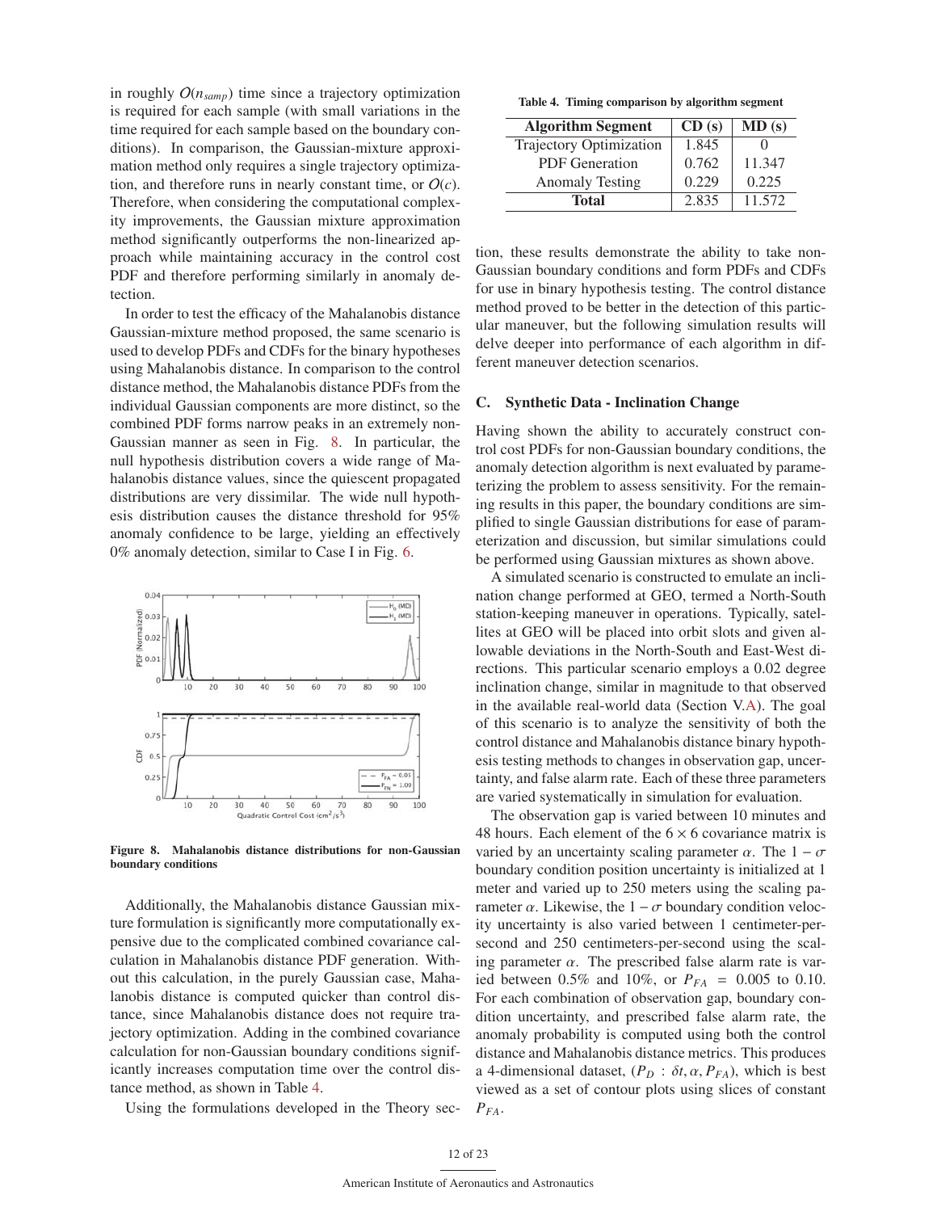in roughly $O(n_{samp})$ time since a trajectory optimization is required for each sample (with small variations in the time required for each sample based on the boundary conditions). In comparison, the Gaussian-mixture approximation method only requires a single trajectory optimization, and therefore runs in nearly constant time, or $O(c)$. Therefore, when considering the computational complexity improvements, the Gaussian mixture approximation method significantly outperforms the non-linearized approach while maintaining accuracy in the control cost PDF and therefore performing similarly in anomaly detection.

In order to test the efficacy of the Mahalanobis distance Gaussian-mixture method proposed, the same scenario is used to develop PDFs and CDFs for the binary hypotheses using Mahalanobis distance. In comparison to the control distance method, the Mahalanobis distance PDFs from the individual Gaussian components are more distinct, so the combined PDF forms narrow peaks in an extremely non-Gaussian manner as seen in Fig. 8. In particular, the null hypothesis distribution covers a wide range of Mahalanobis distance values, since the quiescent propagated distributions are very dissimilar. The wide null hypothesis distribution causes the distance threshold for 95% anomaly confidence to be large, yielding an effectively 0% anomaly detection, similar to Case I in Fig. 6.

**Figure 8. Mahalanobis distance distributions for non-Gaussian boundary conditions**

Additionally, the Mahalanobis distance Gaussian mixture formulation is significantly more computationally expensive due to the complicated combined covariance calculation in Mahalanobis distance PDF generation. Without this calculation, in the purely Gaussian case, Mahalanobis distance is computed quicker than control distance, since Mahalanobis distance does not require trajectory optimization. Adding in the combined covariance calculation for non-Gaussian boundary conditions significantly increases computation time over the control distance method, as shown in Table 4.

Using the formulations developed in the Theory section, these results demonstrate the ability to take non-Gaussian boundary conditions and form PDFs and CDFs for use in binary hypothesis testing. The control distance method proved to be better in the detection of this particular maneuver, but the following simulation results will delve deeper into performance of each algorithm in different maneuver detection scenarios.

**Table 4. Timing comparison by algorithm segment**

| Algorithm Segment | CD (s) | MD (s) |
|---|---|---|
| Trajectory Optimization | 1.845 | 0 |
| PDF Generation | 0.762 | 11.347 |
| Anomaly Testing | 0.229 | 0.225 |
| **Total** | 2.835 | 11.572 |

### C. Synthetic Data - Inclination Change

Having shown the ability to accurately construct control cost PDFs for non-Gaussian boundary conditions, the anomaly detection algorithm is next evaluated by parameterizing the problem to assess sensitivity. For the remaining results in this paper, the boundary conditions are simplified to single Gaussian distributions for ease of parameterization and discussion, but similar simulations could be performed using Gaussian mixtures as shown above.

A simulated scenario is constructed to emulate an inclination change performed at GEO, termed a North-South station-keeping maneuver in operations. Typically, satellites at GEO will be placed into orbit slots and given allowable deviations in the North-South and East-West directions. This particular scenario employs a 0.02 degree inclination change, similar in magnitude to that observed in the available real-world data (Section V.A). The goal of this scenario is to analyze the sensitivity of both the control distance and Mahalanobis distance binary hypothesis testing methods to changes in observation gap, uncertainty, and false alarm rate. Each of these three parameters are varied systematically in simulation for evaluation.

The observation gap is varied between 10 minutes and 48 hours. Each element of the $6 \times 6$ covariance matrix is varied by an uncertainty scaling parameter $\alpha$. The $1-\sigma$ boundary condition position uncertainty is initialized at 1 meter and varied up to 250 meters using the scaling parameter $\alpha$. Likewise, the $1-\sigma$ boundary condition velocity uncertainty is also varied between 1 centimeter-per-second and 250 centimeters-per-second using the scaling parameter $\alpha$. The prescribed false alarm rate is varied between 0.5% and 10%, or $P_{FA} = 0.005$ to 0.10. For each combination of observation gap, boundary condition uncertainty, and prescribed false alarm rate, the anomaly probability is computed using both the control distance and Mahalanobis distance metrics. This produces a 4-dimensional dataset, $(P_D : \delta t, \alpha, P_{FA})$, which is best viewed as a set of contour plots using slices of constant $P_{FA}$.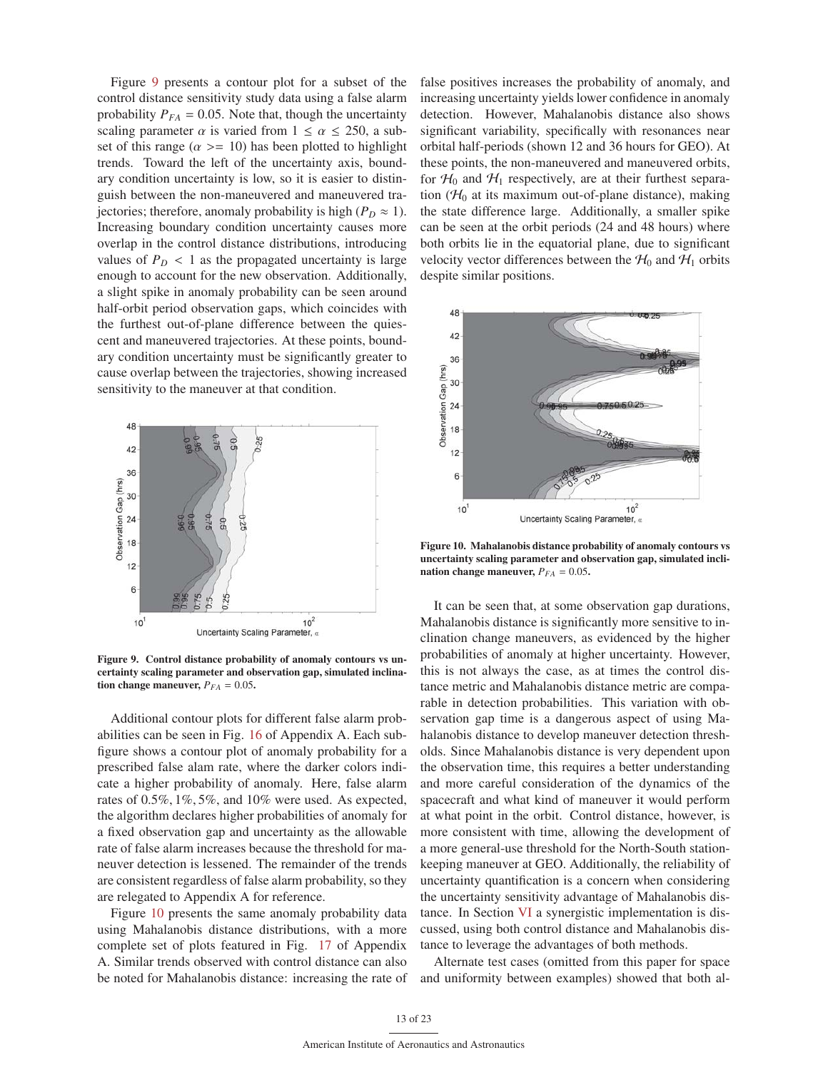Figure 9 presents a contour plot for a subset of the control distance sensitivity study data using a false alarm probability $P_{FA} = 0.05$. Note that, though the uncertainty scaling parameter $\alpha$ is varied from $1 \leq \alpha \leq 250$, a subset of this range ($\alpha >= 10$) has been plotted to highlight trends. Toward the left of the uncertainty axis, boundary condition uncertainty is low, so it is easier to distinguish between the non-maneuvered and maneuvered trajectories; therefore, anomaly probability is high ($P_D \approx 1$). Increasing boundary condition uncertainty causes more overlap in the control distance distributions, introducing values of $P_D < 1$ as the propagated uncertainty is large enough to account for the new observation. Additionally, a slight spike in anomaly probability can be seen around half-orbit period observation gaps, which coincides with the furthest out-of-plane difference between the quiescent and maneuvered trajectories. At these points, boundary condition uncertainty must be significantly greater to cause overlap between the trajectories, showing increased sensitivity to the maneuver at that condition.

**Figure 9. Control distance probability of anomaly contours vs uncertainty scaling parameter and observation gap, simulated inclination change maneuver, $P_{FA} = 0.05$.**

Additional contour plots for different false alarm probabilities can be seen in Fig. 16 of Appendix A. Each subfigure shows a contour plot of anomaly probability for a prescribed false alam rate, where the darker colors indicate a higher probability of anomaly. Here, false alarm rates of $0.5\%, 1\%, 5\%$, and $10\%$ were used. As expected, the algorithm declares higher probabilities of anomaly for a fixed observation gap and uncertainty as the allowable rate of false alarm increases because the threshold for maneuver detection is lessened. The remainder of the trends are consistent regardless of false alarm probability, so they are relegated to Appendix A for reference.

Figure 10 presents the same anomaly probability data using Mahalanobis distance distributions, with a more complete set of plots featured in Fig. 17 of Appendix A. Similar trends observed with control distance can also be noted for Mahalanobis distance: increasing the rate of false positives increases the probability of anomaly, and increasing uncertainty yields lower confidence in anomaly detection. However, Mahalanobis distance also shows significant variability, specifically with resonances near orbital half-periods (shown 12 and 36 hours for GEO). At these points, the non-maneuvered and maneuvered orbits, for $\mathcal{H}_0$ and $\mathcal{H}_1$ respectively, are at their furthest separation ($\mathcal{H}_0$ at its maximum out-of-plane distance), making the state difference large. Additionally, a smaller spike can be seen at the orbit periods (24 and 48 hours) where both orbits lie in the equatorial plane, due to significant velocity vector differences between the $\mathcal{H}_0$ and $\mathcal{H}_1$ orbits despite similar positions.

**Figure 10. Mahalanobis distance probability of anomaly contours vs uncertainty scaling parameter and observation gap, simulated inclination change maneuver, $P_{FA} = 0.05$.**

It can be seen that, at some observation gap durations, Mahalanobis distance is significantly more sensitive to inclination change maneuvers, as evidenced by the higher probabilities of anomaly at higher uncertainty. However, this is not always the case, as at times the control distance metric and Mahalanobis distance metric are comparable in detection probabilities. This variation with observation gap time is a dangerous aspect of using Mahalanobis distance to develop maneuver detection thresholds. Since Mahalanobis distance is very dependent upon the observation time, this requires a better understanding and more careful consideration of the dynamics of the spacecraft and what kind of maneuver it would perform at what point in the orbit. Control distance, however, is more consistent with time, allowing the development of a more general-use threshold for the North-South stationkeeping maneuver at GEO. Additionally, the reliability of uncertainty quantification is a concern when considering the uncertainty sensitivity advantage of Mahalanobis distance. In Section VI a synergistic implementation is discussed, using both control distance and Mahalanobis distance to leverage the advantages of both methods.

Alternate test cases (omitted from this paper for space and uniformity between examples) showed that both al-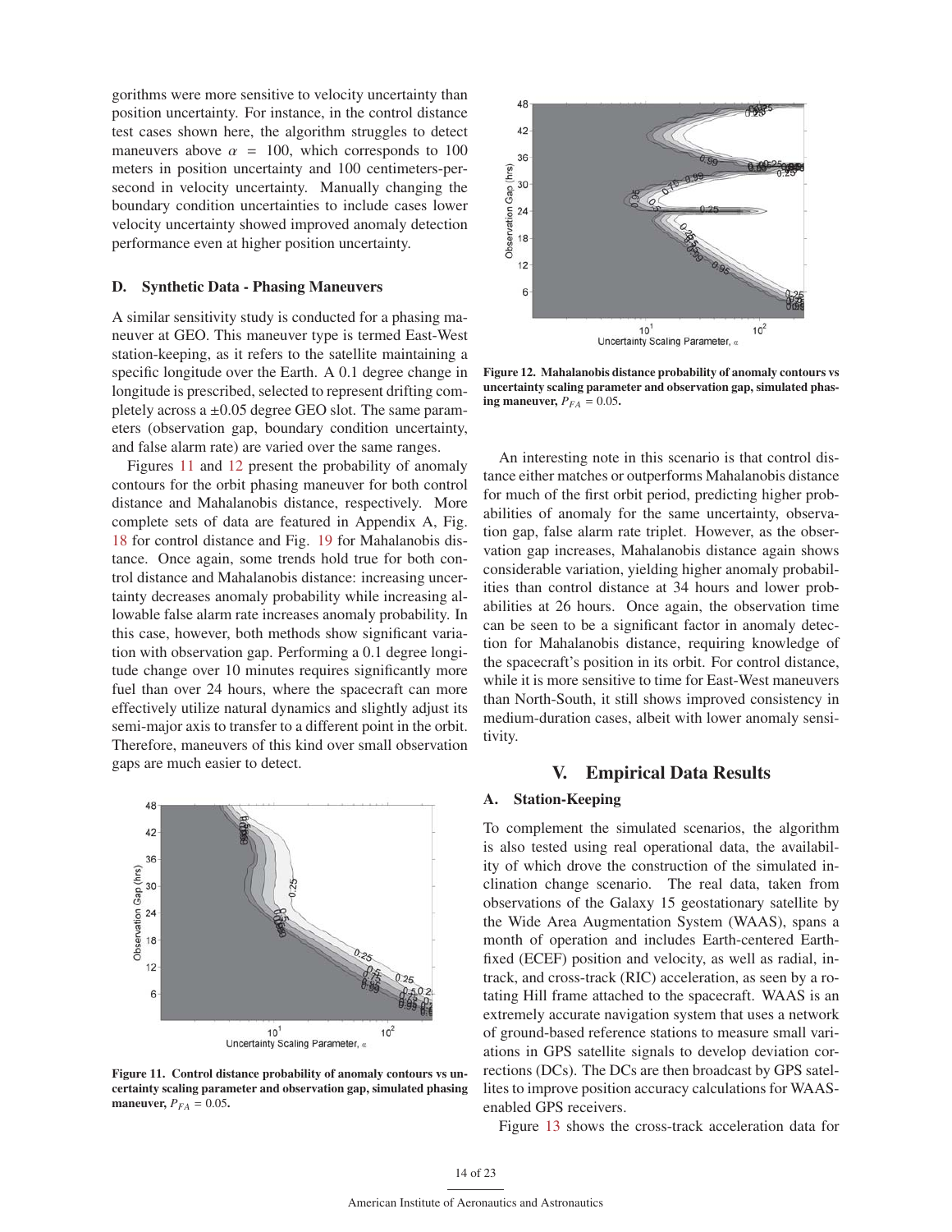gorithms were more sensitive to velocity uncertainty than position uncertainty. For instance, in the control distance test cases shown here, the algorithm struggles to detect maneuvers above $\alpha = 100$, which corresponds to 100 meters in position uncertainty and 100 centimeters-per-second in velocity uncertainty. Manually changing the boundary condition uncertainties to include cases lower velocity uncertainty showed improved anomaly detection performance even at higher position uncertainty.

### D. Synthetic Data - Phasing Maneuvers

A similar sensitivity study is conducted for a phasing maneuver at GEO. This maneuver type is termed East-West station-keeping, as it refers to the satellite maintaining a specific longitude over the Earth. A 0.1 degree change in longitude is prescribed, selected to represent drifting completely across a ±0.05 degree GEO slot. The same parameters (observation gap, boundary condition uncertainty, and false alarm rate) are varied over the same ranges.

Figures 11 and 12 present the probability of anomaly contours for the orbit phasing maneuver for both control distance and Mahalanobis distance, respectively. More complete sets of data are featured in Appendix A, Fig. 18 for control distance and Fig. 19 for Mahalanobis distance. Once again, some trends hold true for both control distance and Mahalanobis distance: increasing uncertainty decreases anomaly probability while increasing allowable false alarm rate increases anomaly probability. In this case, however, both methods show significant variation with observation gap. Performing a 0.1 degree longitude change over 10 minutes requires significantly more fuel than over 24 hours, where the spacecraft can more effectively utilize natural dynamics and slightly adjust its semi-major axis to transfer to a different point in the orbit. Therefore, maneuvers of this kind over small observation gaps are much easier to detect.

**Figure 11. Control distance probability of anomaly contours vs uncertainty scaling parameter and observation gap, simulated phasing maneuver, $P_{FA} = 0.05$.**

**Figure 12. Mahalanobis distance probability of anomaly contours vs uncertainty scaling parameter and observation gap, simulated phasing maneuver, $P_{FA} = 0.05$.**

An interesting note in this scenario is that control distance either matches or outperforms Mahalanobis distance for much of the first orbit period, predicting higher probabilities of anomaly for the same uncertainty, observation gap, false alarm rate triplet. However, as the observation gap increases, Mahalanobis distance again shows considerable variation, yielding higher anomaly probabilities than control distance at 34 hours and lower probabilities at 26 hours. Once again, the observation time can be seen to be a significant factor in anomaly detection for Mahalanobis distance, requiring knowledge of the spacecraft's position in its orbit. For control distance, while it is more sensitive to time for East-West maneuvers than North-South, it still shows improved consistency in medium-duration cases, albeit with lower anomaly sensitivity.

## V. Empirical Data Results

### A. Station-Keeping

To complement the simulated scenarios, the algorithm is also tested using real operational data, the availability of which drove the construction of the simulated inclination change scenario. The real data, taken from observations of the Galaxy 15 geostationary satellite by the Wide Area Augmentation System (WAAS), spans a month of operation and includes Earth-centered Earth-fixed (ECEF) position and velocity, as well as radial, in-track, and cross-track (RIC) acceleration, as seen by a rotating Hill frame attached to the spacecraft. WAAS is an extremely accurate navigation system that uses a network of ground-based reference stations to measure small variations in GPS satellite signals to develop deviation corrections (DCs). The DCs are then broadcast by GPS satellites to improve position accuracy calculations for WAAS-enabled GPS receivers.

Figure 13 shows the cross-track acceleration data for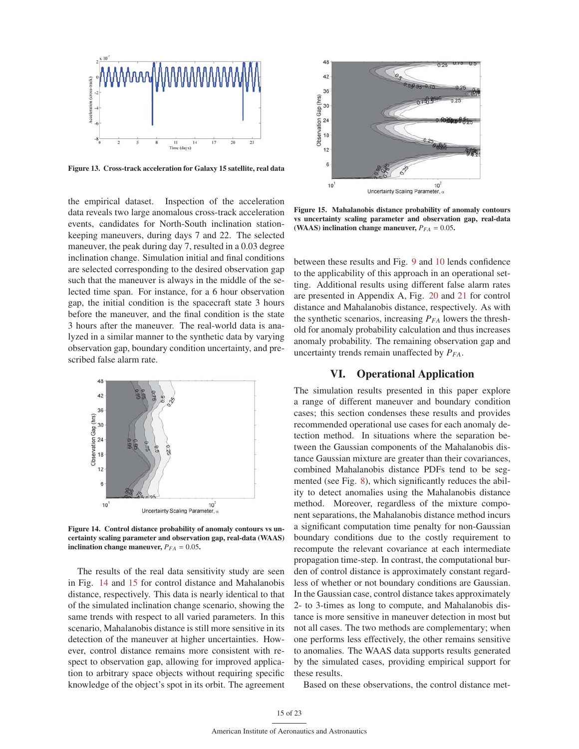Figure 13. Cross-track acceleration for Galaxy 15 satellite, real data

the empirical dataset. Inspection of the acceleration data reveals two large anomalous cross-track acceleration events, candidates for North-South inclination station-keeping maneuvers, during days 7 and 22. The selected maneuver, the peak during day 7, resulted in a 0.03 degree inclination change. Simulation initial and final conditions are selected corresponding to the desired observation gap such that the maneuver is always in the middle of the selected time span. For instance, for a 6 hour observation gap, the initial condition is the spacecraft state 3 hours before the maneuver, and the final condition is the state 3 hours after the maneuver. The real-world data is analyzed in a similar manner to the synthetic data by varying observation gap, boundary condition uncertainty, and prescribed false alarm rate.

Figure 14. Control distance probability of anomaly contours vs uncertainty scaling parameter and observation gap, real-data (WAAS) inclination change maneuver, $P_{FA} = 0.05$.

The results of the real data sensitivity study are seen in Fig. 14 and 15 for control distance and Mahalanobis distance, respectively. This data is nearly identical to that of the simulated inclination change scenario, showing the same trends with respect to all varied parameters. In this scenario, Mahalanobis distance is still more sensitive in its detection of the maneuver at higher uncertainties. However, control distance remains more consistent with respect to observation gap, allowing for improved application to arbitrary space objects without requiring specific knowledge of the object's spot in its orbit. The agreement between these results and Fig. 9 and 10 lends confidence to the applicability of this approach in an operational setting. Additional results using different false alarm rates are presented in Appendix A, Fig. 20 and 21 for control distance and Mahalanobis distance, respectively. As with the synthetic scenarios, increasing $P_{FA}$ lowers the threshold for anomaly probability calculation and thus increases anomaly probability. The remaining observation gap and uncertainty trends remain unaffected by $P_{FA}$.

Figure 15. Mahalanobis distance probability of anomaly contours vs uncertainty scaling parameter and observation gap, real-data (WAAS) inclination change maneuver, $P_{FA} = 0.05$.

## VI. Operational Application

The simulation results presented in this paper explore a range of different maneuver and boundary condition cases; this section condenses these results and provides recommended operational use cases for each anomaly detection method. In situations where the separation between the Gaussian components of the Mahalanobis distance Gaussian mixture are greater than their covariances, combined Mahalanobis distance PDFs tend to be segmented (see Fig. 8), which significantly reduces the ability to detect anomalies using the Mahalanobis distance method. Moreover, regardless of the mixture component separations, the Mahalanobis distance method incurs a significant computation time penalty for non-Gaussian boundary conditions due to the costly requirement to recompute the relevant covariance at each intermediate propagation time-step. In contrast, the computational burden of control distance is approximately constant regardless of whether or not boundary conditions are Gaussian. In the Gaussian case, control distance takes approximately 2- to 3-times as long to compute, and Mahalanobis distance is more sensitive in maneuver detection in most but not all cases. The two methods are complementary; when one performs less effectively, the other remains sensitive to anomalies. The WAAS data supports results generated by the simulated cases, providing empirical support for these results.

Based on these observations, the control distance met-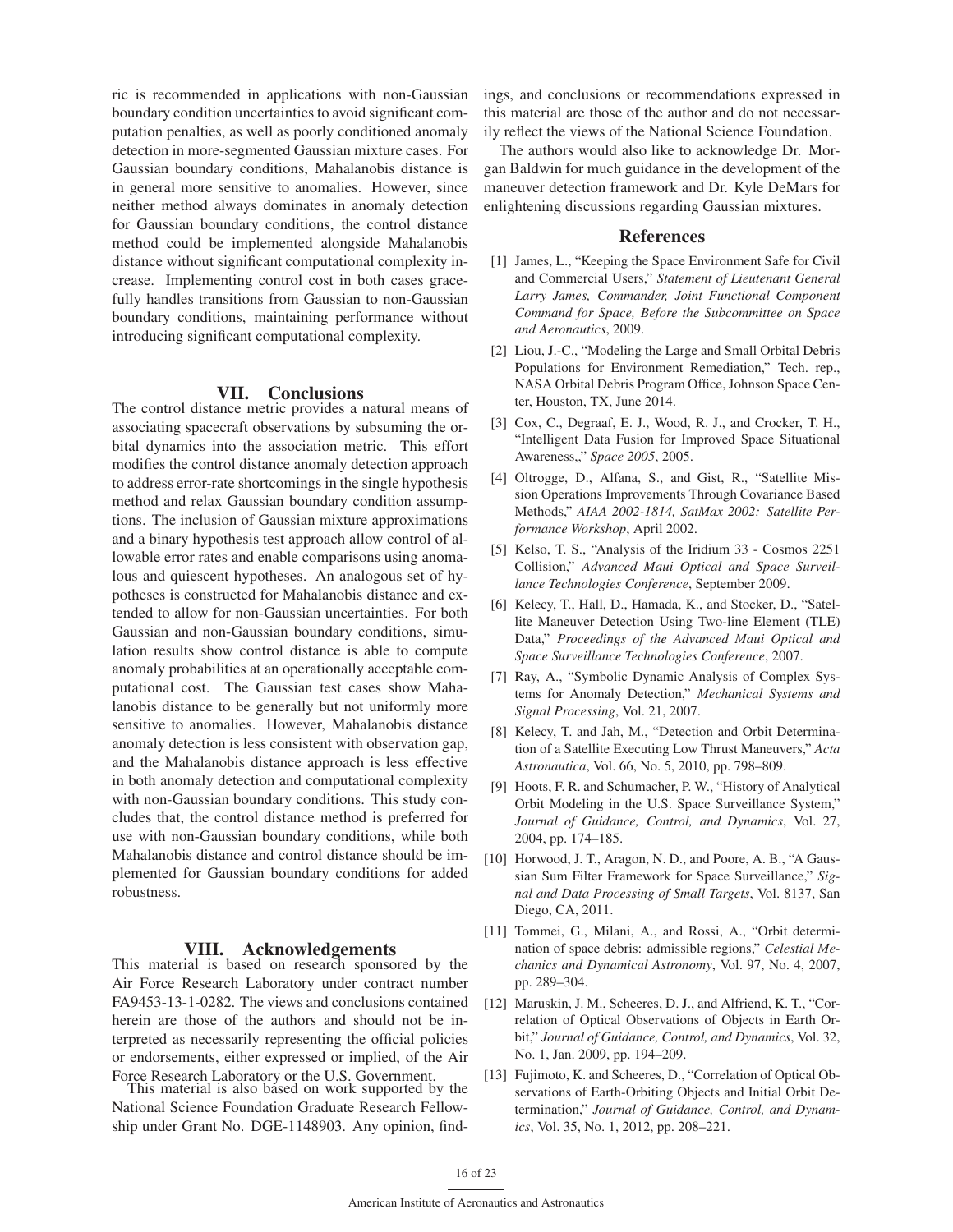ric is recommended in applications with non-Gaussian boundary condition uncertainties to avoid significant computation penalties, as well as poorly conditioned anomaly detection in more-segmented Gaussian mixture cases. For Gaussian boundary conditions, Mahalanobis distance is in general more sensitive to anomalies. However, since neither method always dominates in anomaly detection for Gaussian boundary conditions, the control distance method could be implemented alongside Mahalanobis distance without significant computational complexity increase. Implementing control cost in both cases gracefully handles transitions from Gaussian to non-Gaussian boundary conditions, maintaining performance without introducing significant computational complexity.

## VII. Conclusions

The control distance metric provides a natural means of associating spacecraft observations by subsuming the orbital dynamics into the association metric. This effort modifies the control distance anomaly detection approach to address error-rate shortcomings in the single hypothesis method and relax Gaussian boundary condition assumptions. The inclusion of Gaussian mixture approximations and a binary hypothesis test approach allow control of allowable error rates and enable comparisons using anomalous and quiescent hypotheses. An analogous set of hypotheses is constructed for Mahalanobis distance and extended to allow for non-Gaussian uncertainties. For both Gaussian and non-Gaussian boundary conditions, simulation results show control distance is able to compute anomaly probabilities at an operationally acceptable computational cost. The Gaussian test cases show Mahalanobis distance to be generally but not uniformly more sensitive to anomalies. However, Mahalanobis distance anomaly detection is less consistent with observation gap, and the Mahalanobis distance approach is less effective in both anomaly detection and computational complexity with non-Gaussian boundary conditions. This study concludes that, the control distance method is preferred for use with non-Gaussian boundary conditions, while both Mahalanobis distance and control distance should be implemented for Gaussian boundary conditions for added robustness.

## VIII. Acknowledgements

This material is based on research sponsored by the Air Force Research Laboratory under contract number FA9453-13-1-0282. The views and conclusions contained herein are those of the authors and should not be interpreted as necessarily representing the official policies or endorsements, either expressed or implied, of the Air Force Research Laboratory or the U.S. Government.

This material is also based on work supported by the National Science Foundation Graduate Research Fellowship under Grant No. DGE-1148903. Any opinion, findings, and conclusions or recommendations expressed in this material are those of the author and do not necessarily reflect the views of the National Science Foundation.

The authors would also like to acknowledge Dr. Morgan Baldwin for much guidance in the development of the maneuver detection framework and Dr. Kyle DeMars for enlightening discussions regarding Gaussian mixtures.

## References

[1] James, L., "Keeping the Space Environment Safe for Civil and Commercial Users," *Statement of Lieutenant General Larry James, Commander, Joint Functional Component Command for Space, Before the Subcommittee on Space and Aeronautics*, 2009.

[2] Liou, J.-C., "Modeling the Large and Small Orbital Debris Populations for Environment Remediation," Tech. rep., NASA Orbital Debris Program Office, Johnson Space Center, Houston, TX, June 2014.

[3] Cox, C., Degraaf, E. J., Wood, R. J., and Crocker, T. H., "Intelligent Data Fusion for Improved Space Situational Awareness,," *Space 2005*, 2005.

[4] Oltrogge, D., Alfana, S., and Gist, R., "Satellite Mission Operations Improvements Through Covariance Based Methods," *AIAA 2002-1814, SatMax 2002: Satellite Performance Workshop*, April 2002.

[5] Kelso, T. S., "Analysis of the Iridium 33 - Cosmos 2251 Collision," *Advanced Maui Optical and Space Surveillance Technologies Conference*, September 2009.

[6] Kelecy, T., Hall, D., Hamada, K., and Stocker, D., "Satellite Maneuver Detection Using Two-line Element (TLE) Data," *Proceedings of the Advanced Maui Optical and Space Surveillance Technologies Conference*, 2007.

[7] Ray, A., "Symbolic Dynamic Analysis of Complex Systems for Anomaly Detection," *Mechanical Systems and Signal Processing*, Vol. 21, 2007.

[8] Kelecy, T. and Jah, M., "Detection and Orbit Determination of a Satellite Executing Low Thrust Maneuvers," *Acta Astronautica*, Vol. 66, No. 5, 2010, pp. 798–809.

[9] Hoots, F. R. and Schumacher, P. W., "History of Analytical Orbit Modeling in the U.S. Space Surveillance System," *Journal of Guidance, Control, and Dynamics*, Vol. 27, 2004, pp. 174–185.

[10] Horwood, J. T., Aragon, N. D., and Poore, A. B., "A Gaussian Sum Filter Framework for Space Surveillance," *Signal and Data Processing of Small Targets*, Vol. 8137, San Diego, CA, 2011.

[11] Tommei, G., Milani, A., and Rossi, A., "Orbit determination of space debris: admissible regions," *Celestial Mechanics and Dynamical Astronomy*, Vol. 97, No. 4, 2007, pp. 289–304.

[12] Maruskin, J. M., Scheeres, D. J., and Alfriend, K. T., "Correlation of Optical Observations of Objects in Earth Orbit," *Journal of Guidance, Control, and Dynamics*, Vol. 32, No. 1, Jan. 2009, pp. 194–209.

[13] Fujimoto, K. and Scheeres, D., "Correlation of Optical Observations of Earth-Orbiting Objects and Initial Orbit Determination," *Journal of Guidance, Control, and Dynamics*, Vol. 35, No. 1, 2012, pp. 208–221.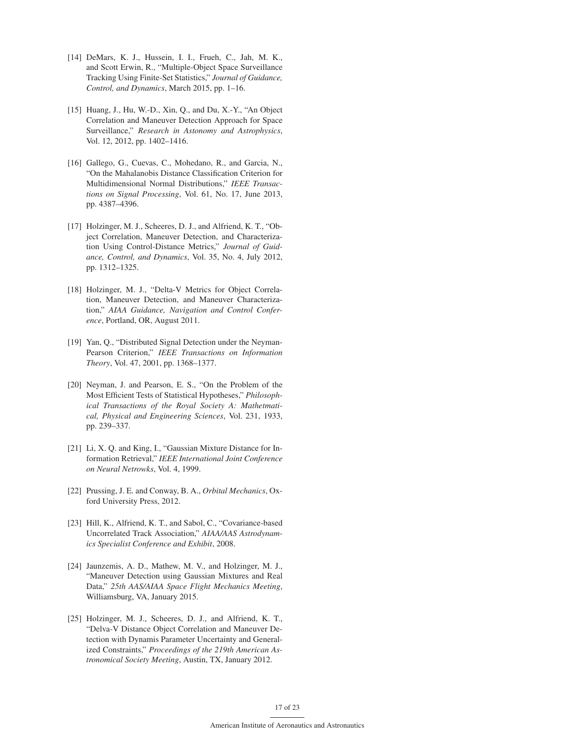[14] DeMars, K. J., Hussein, I. I., Frueh, C., Jah, M. K., and Scott Erwin, R., "Multiple-Object Space Surveillance Tracking Using Finite-Set Statistics," *Journal of Guidance, Control, and Dynamics*, March 2015, pp. 1–16.

[15] Huang, J., Hu, W.-D., Xin, Q., and Du, X.-Y., "An Object Correlation and Maneuver Detection Approach for Space Surveillance," *Research in Astonomy and Astrophysics*, Vol. 12, 2012, pp. 1402–1416.

[16] Gallego, G., Cuevas, C., Mohedano, R., and Garcia, N., "On the Mahalanobis Distance Classification Criterion for Multidimensional Normal Distributions," *IEEE Transactions on Signal Processing*, Vol. 61, No. 17, June 2013, pp. 4387–4396.

[17] Holzinger, M. J., Scheeres, D. J., and Alfriend, K. T., "Object Correlation, Maneuver Detection, and Characterization Using Control-Distance Metrics," *Journal of Guidance, Control, and Dynamics*, Vol. 35, No. 4, July 2012, pp. 1312–1325.

[18] Holzinger, M. J., "Delta-V Metrics for Object Correlation, Maneuver Detection, and Maneuver Characterization," *AIAA Guidance, Navigation and Control Conference*, Portland, OR, August 2011.

[19] Yan, Q., "Distributed Signal Detection under the Neyman-Pearson Criterion," *IEEE Transactions on Information Theory*, Vol. 47, 2001, pp. 1368–1377.

[20] Neyman, J. and Pearson, E. S., "On the Problem of the Most Efficient Tests of Statistical Hypotheses," *Philosophical Transactions of the Royal Society A: Mathetmatical, Physical and Engineering Sciences*, Vol. 231, 1933, pp. 239–337.

[21] Li, X. Q. and King, I., "Gaussian Mixture Distance for Information Retrieval," *IEEE International Joint Conference on Neural Netrowks*, Vol. 4, 1999.

[22] Prussing, J. E. and Conway, B. A., *Orbital Mechanics*, Oxford University Press, 2012.

[23] Hill, K., Alfriend, K. T., and Sabol, C., "Covariance-based Uncorrelated Track Association," *AIAA/AAS Astrodynamics Specialist Conference and Exhibit*, 2008.

[24] Jaunzemis, A. D., Mathew, M. V., and Holzinger, M. J., "Maneuver Detection using Gaussian Mixtures and Real Data," *25th AAS/AIAA Space Flight Mechanics Meeting*, Williamsburg, VA, January 2015.

[25] Holzinger, M. J., Scheeres, D. J., and Alfriend, K. T., "Delva-V Distance Object Correlation and Maneuver Detection with Dynamis Parameter Uncertainty and Generalized Constraints," *Proceedings of the 219th American Astronomical Society Meeting*, Austin, TX, January 2012.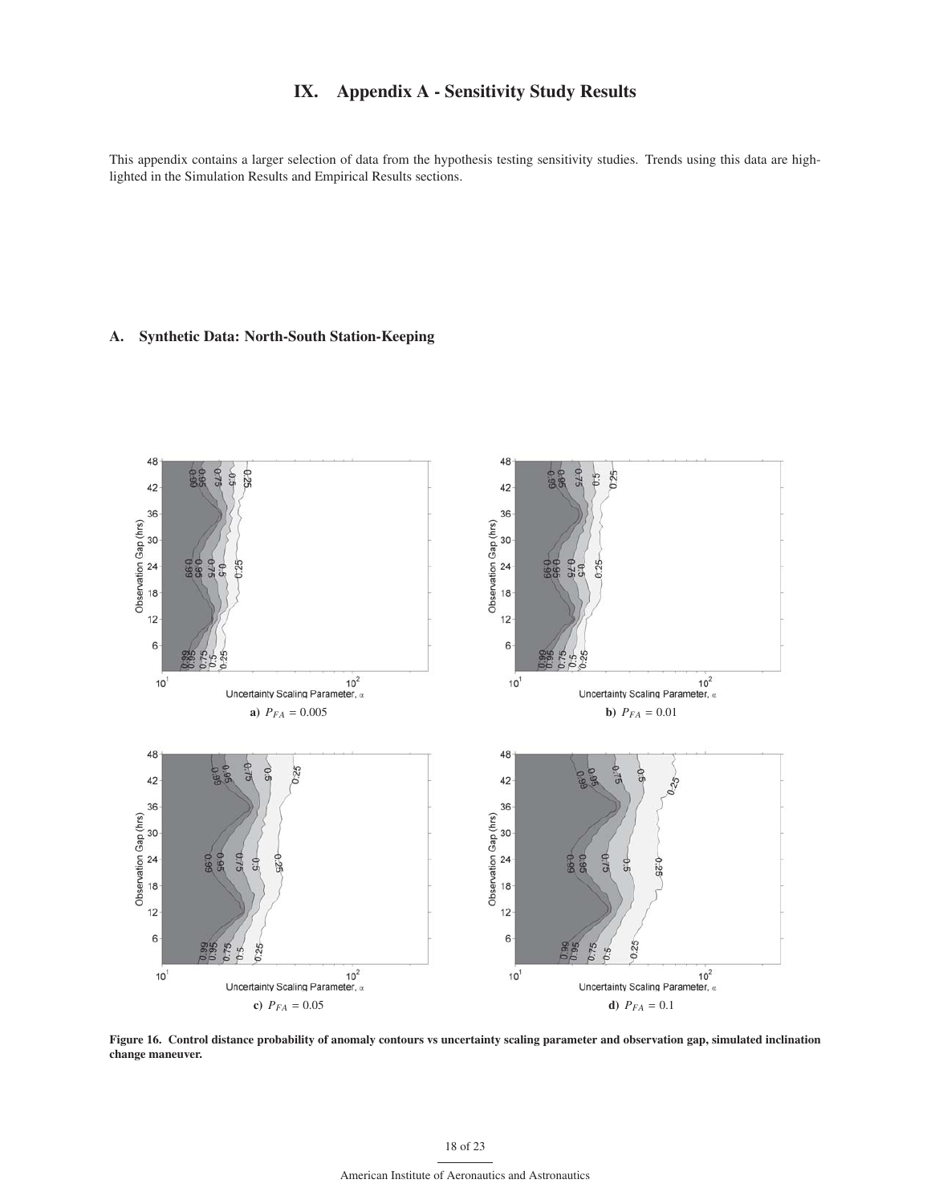# IX. Appendix A - Sensitivity Study Results

This appendix contains a larger selection of data from the hypothesis testing sensitivity studies. Trends using this data are highlighted in the Simulation Results and Empirical Results sections.

## A. Synthetic Data: North-South Station-Keeping

**a)** $P_{FA} = 0.005$

**b)** $P_{FA} = 0.01$

**c)** $P_{FA} = 0.05$

**d)** $P_{FA} = 0.1$

**Figure 16. Control distance probability of anomaly contours vs uncertainty scaling parameter and observation gap, simulated inclination change maneuver.**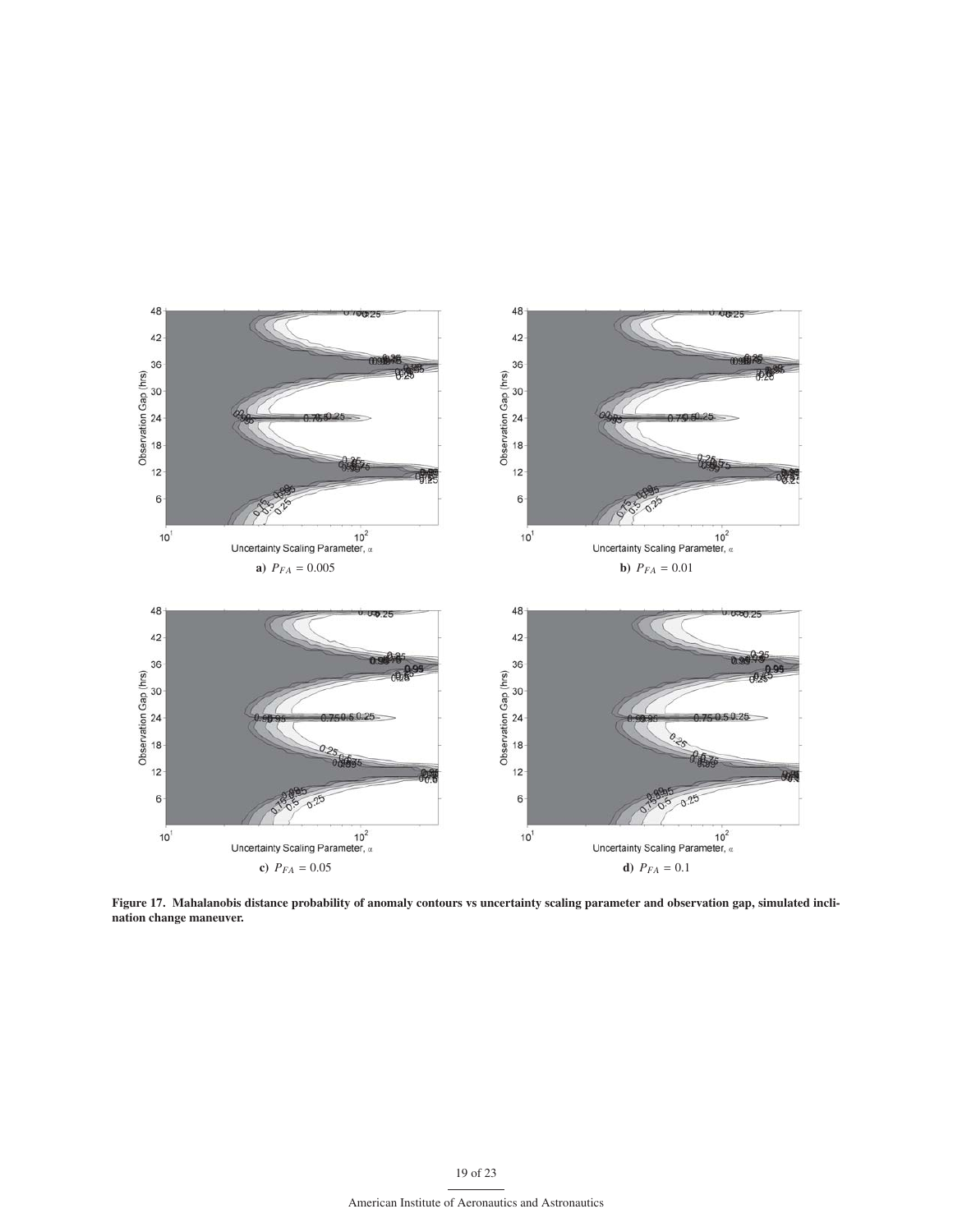**a)** $P_{FA} = 0.005$

**b)** $P_{FA} = 0.01$

**c)** $P_{FA} = 0.05$

**d)** $P_{FA} = 0.1$

**Figure 17. Mahalanobis distance probability of anomaly contours vs uncertainty scaling parameter and observation gap, simulated inclination change maneuver.**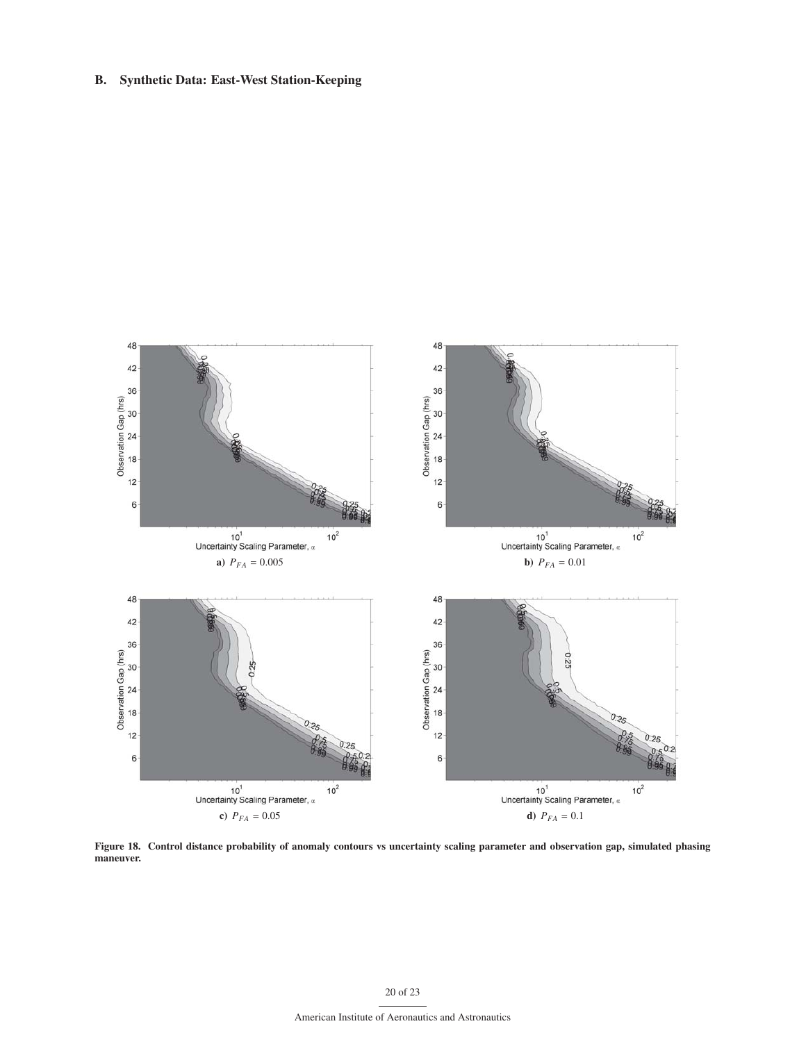### B. Synthetic Data: East-West Station-Keeping

a) $P_{FA} = 0.005$

b) $P_{FA} = 0.01$

c) $P_{FA} = 0.05$

d) $P_{FA} = 0.1$

**Figure 18. Control distance probability of anomaly contours vs uncertainty scaling parameter and observation gap, simulated phasing maneuver.**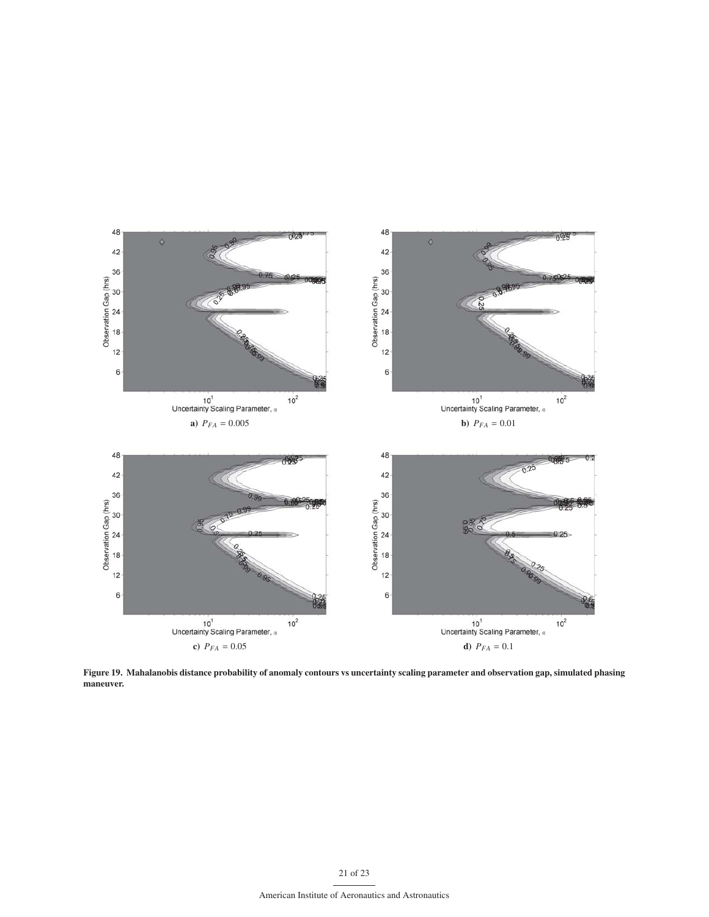a) $P_{FA} = 0.005$

b) $P_{FA} = 0.01$

c) $P_{FA} = 0.05$

d) $P_{FA} = 0.1$

**Figure 19. Mahalanobis distance probability of anomaly contours vs uncertainty scaling parameter and observation gap, simulated phasing maneuver.**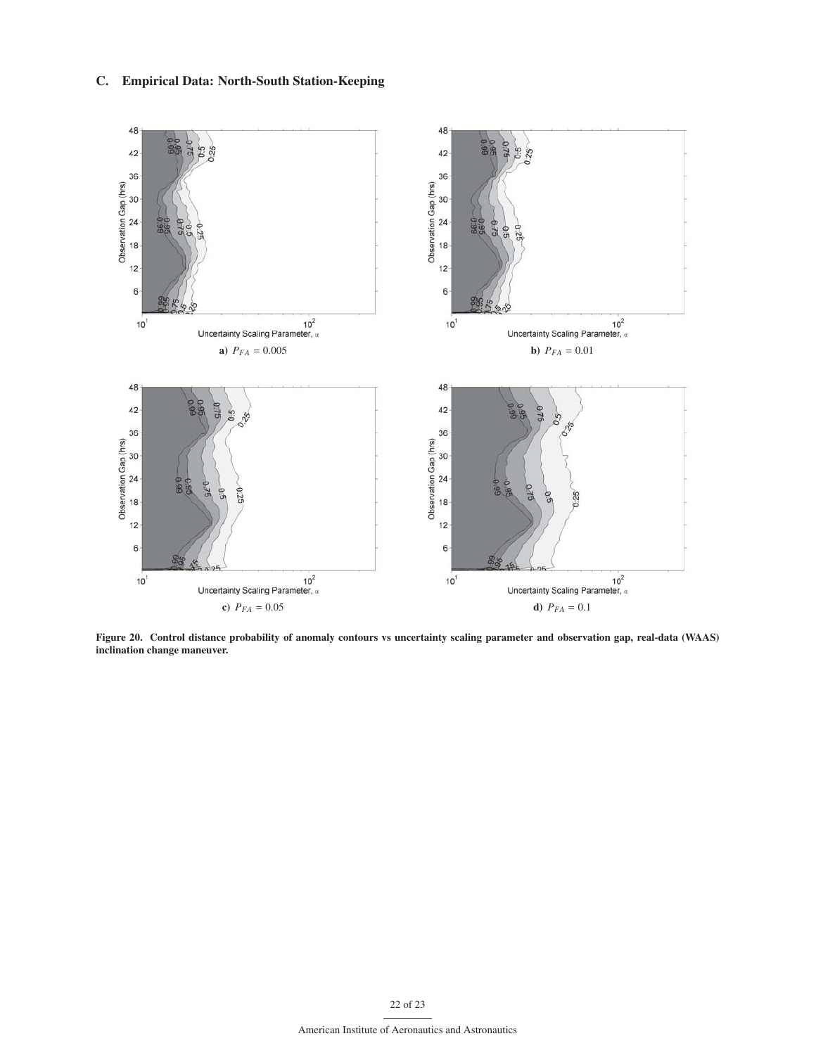### C. Empirical Data: North-South Station-Keeping

**a)** $P_{FA} = 0.005$

**b)** $P_{FA} = 0.01$

**c)** $P_{FA} = 0.05$

**d)** $P_{FA} = 0.1$

**Figure 20. Control distance probability of anomaly contours vs uncertainty scaling parameter and observation gap, real-data (WAAS) inclination change maneuver.**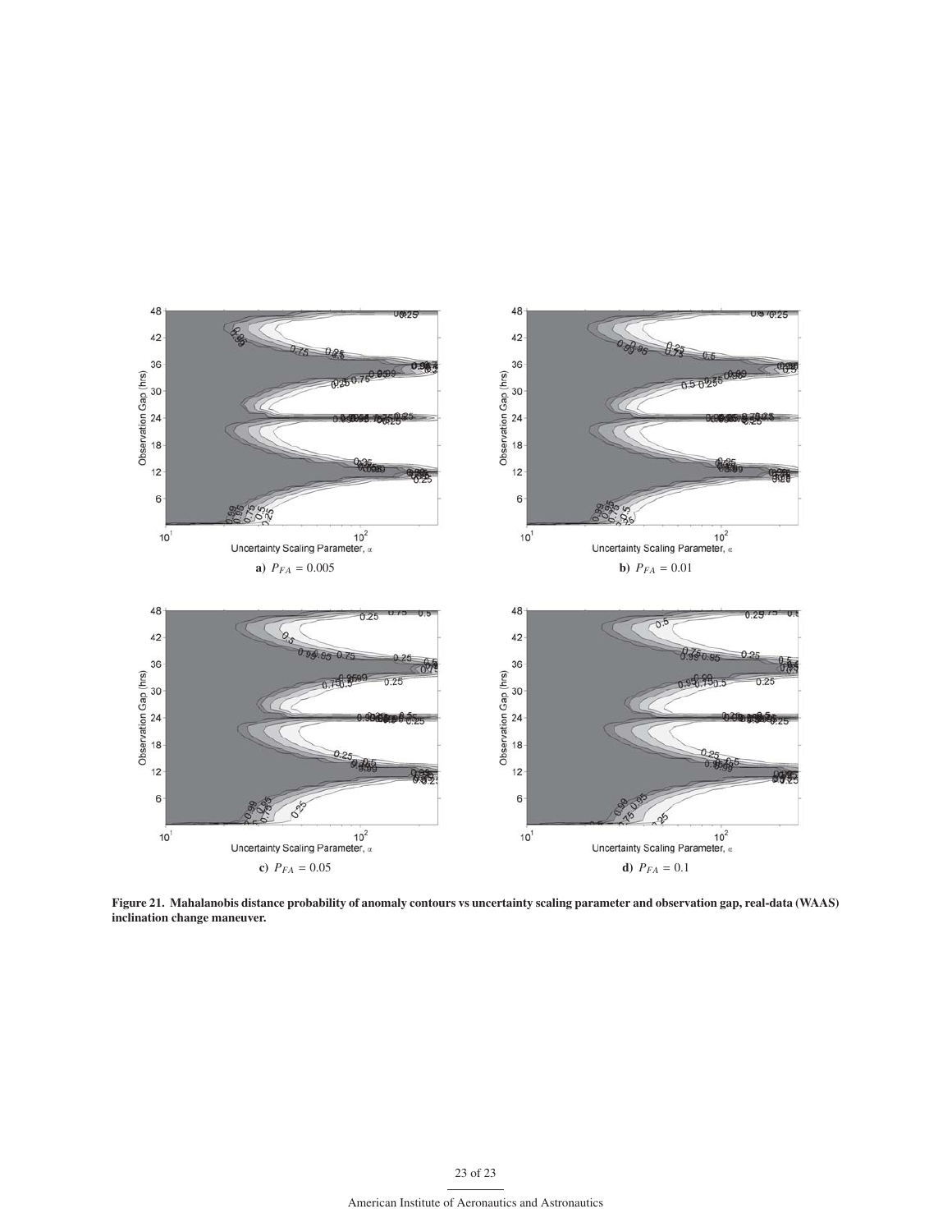48
42
36
30
24
18
12
6

Observation Gap (hrs)

$10^1$
$10^2$

Uncertainty Scaling Parameter, $\alpha$

**a)** $P_{FA}$ = 0.005

**b)** $P_{FA}$ = 0.01

**c)** $P_{FA}$ = 0.05

**d)** $P_{FA}$ = 0.1

**Figure 21. Mahalanobis distance probability of anomaly contours vs uncertainty scaling parameter and observation gap, real-data (WAAS) inclination change maneuver.**